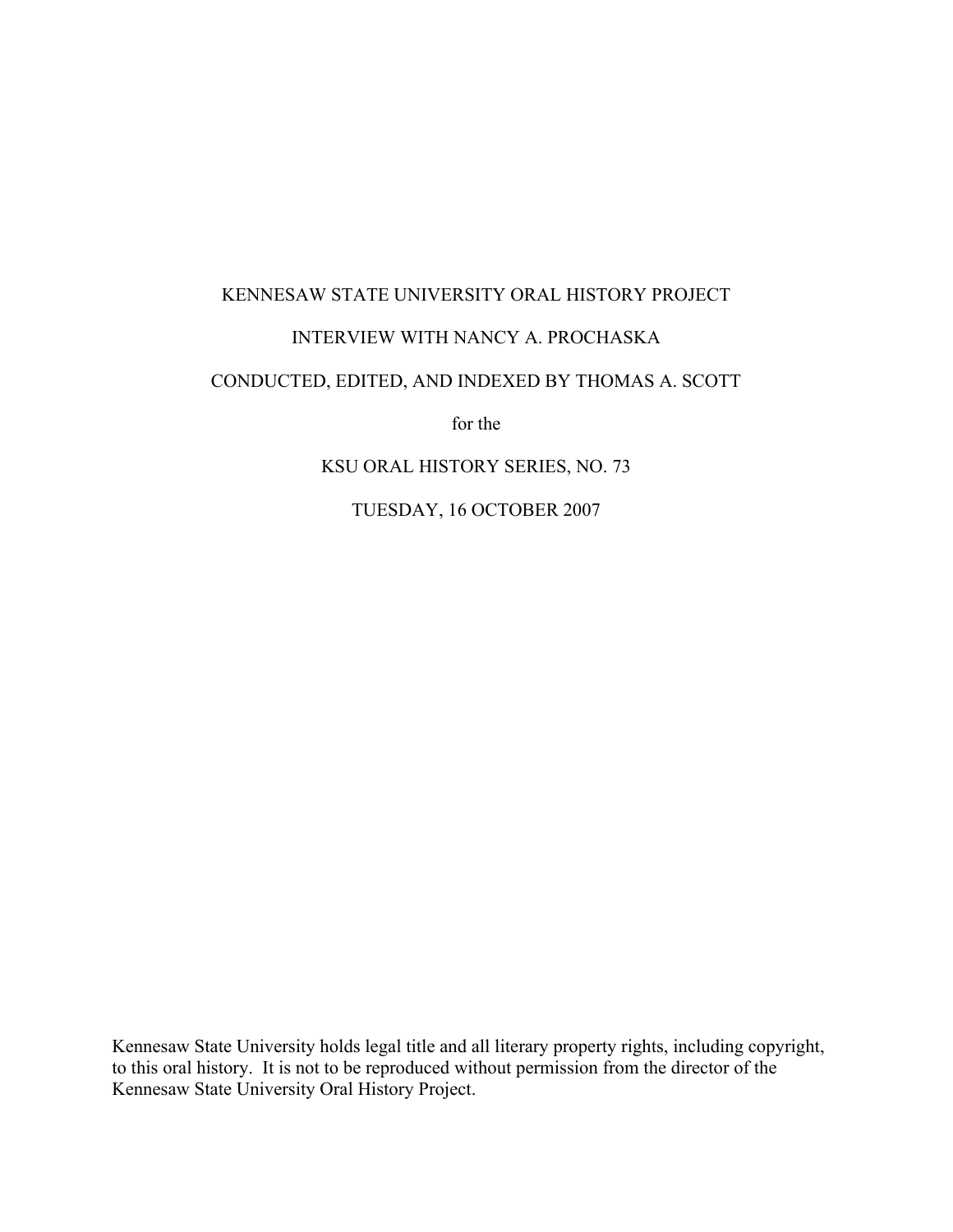KENNESAW STATE UNIVERSITY ORAL HISTORY PROJECT

INTERVIEW WITH NANCY A. PROCHASKA

CONDUCTED, EDITED, AND INDEXED BY THOMAS A. SCOTT

for the

KSU ORAL HISTORY SERIES, NO. 73

TUESDAY, 16 OCTOBER 2007

Kennesaw State University holds legal title and all literary property rights, including copyright, to this oral history. It is not to be reproduced without permission from the director of the Kennesaw State University Oral History Project.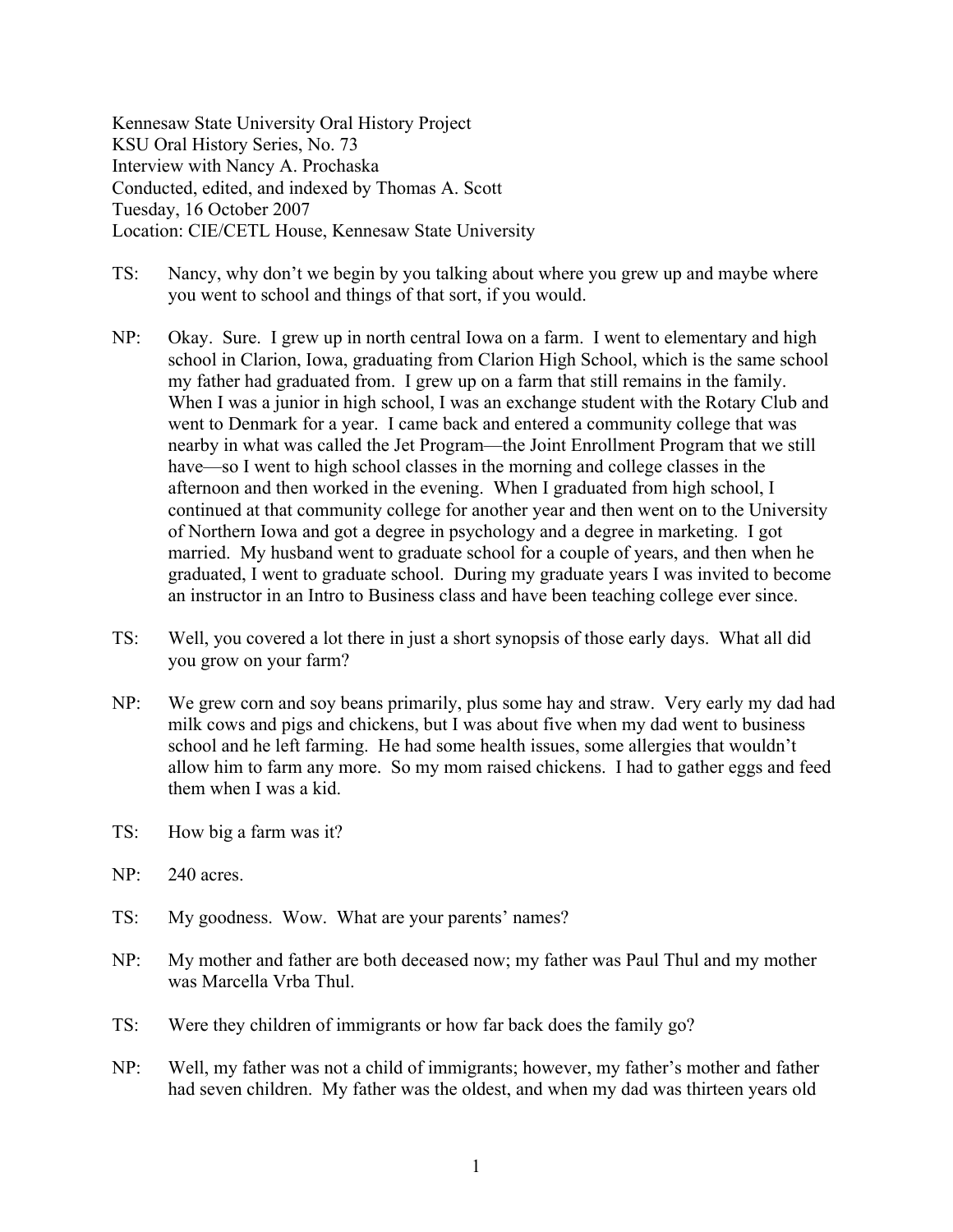Kennesaw State University Oral History Project
KSU Oral History Series, No. 73
Interview with Nancy A. Prochaska
Conducted, edited, and indexed by Thomas A. Scott
Tuesday, 16 October 2007
Location: CIE/CETL House, Kennesaw State University

TS: Nancy, why don't we begin by you talking about where you grew up and maybe where you went to school and things of that sort, if you would.

NP: Okay. Sure. I grew up in north central Iowa on a farm. I went to elementary and high school in Clarion, Iowa, graduating from Clarion High School, which is the same school my father had graduated from. I grew up on a farm that still remains in the family. When I was a junior in high school, I was an exchange student with the Rotary Club and went to Denmark for a year. I came back and entered a community college that was nearby in what was called the Jet Program—the Joint Enrollment Program that we still have—so I went to high school classes in the morning and college classes in the afternoon and then worked in the evening. When I graduated from high school, I continued at that community college for another year and then went on to the University of Northern Iowa and got a degree in psychology and a degree in marketing. I got married. My husband went to graduate school for a couple of years, and then when he graduated, I went to graduate school. During my graduate years I was invited to become an instructor in an Intro to Business class and have been teaching college ever since.

TS: Well, you covered a lot there in just a short synopsis of those early days. What all did you grow on your farm?

NP: We grew corn and soy beans primarily, plus some hay and straw. Very early my dad had milk cows and pigs and chickens, but I was about five when my dad went to business school and he left farming. He had some health issues, some allergies that wouldn't allow him to farm any more. So my mom raised chickens. I had to gather eggs and feed them when I was a kid.

TS: How big a farm was it?

NP: 240 acres.

TS: My goodness. Wow. What are your parents' names?

NP: My mother and father are both deceased now; my father was Paul Thul and my mother was Marcella Vrba Thul.

TS: Were they children of immigrants or how far back does the family go?

NP: Well, my father was not a child of immigrants; however, my father's mother and father had seven children. My father was the oldest, and when my dad was thirteen years old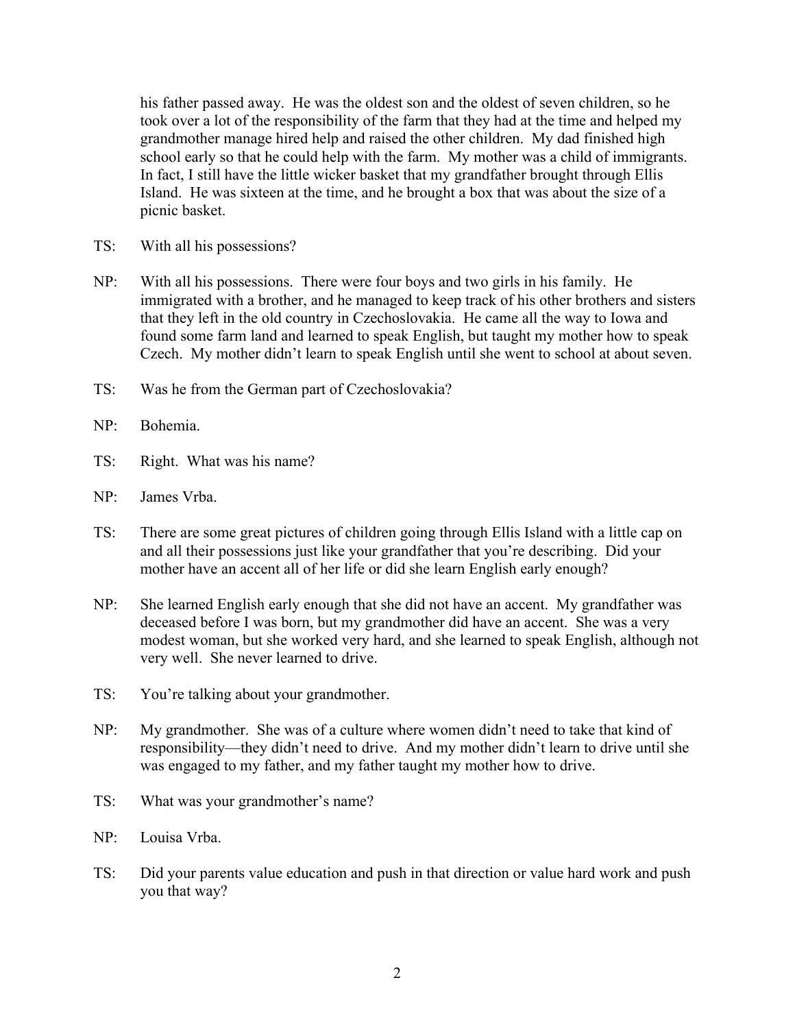his father passed away. He was the oldest son and the oldest of seven children, so he took over a lot of the responsibility of the farm that they had at the time and helped my grandmother manage hired help and raised the other children. My dad finished high school early so that he could help with the farm. My mother was a child of immigrants. In fact, I still have the little wicker basket that my grandfather brought through Ellis Island. He was sixteen at the time, and he brought a box that was about the size of a picnic basket.

TS: With all his possessions?

NP: With all his possessions. There were four boys and two girls in his family. He immigrated with a brother, and he managed to keep track of his other brothers and sisters that they left in the old country in Czechoslovakia. He came all the way to Iowa and found some farm land and learned to speak English, but taught my mother how to speak Czech. My mother didn't learn to speak English until she went to school at about seven.

TS: Was he from the German part of Czechoslovakia?

NP: Bohemia.

TS: Right. What was his name?

NP: James Vrba.

TS: There are some great pictures of children going through Ellis Island with a little cap on and all their possessions just like your grandfather that you're describing. Did your mother have an accent all of her life or did she learn English early enough?

NP: She learned English early enough that she did not have an accent. My grandfather was deceased before I was born, but my grandmother did have an accent. She was a very modest woman, but she worked very hard, and she learned to speak English, although not very well. She never learned to drive.

TS: You're talking about your grandmother.

NP: My grandmother. She was of a culture where women didn't need to take that kind of responsibility—they didn't need to drive. And my mother didn't learn to drive until she was engaged to my father, and my father taught my mother how to drive.

TS: What was your grandmother's name?

NP: Louisa Vrba.

TS: Did your parents value education and push in that direction or value hard work and push you that way?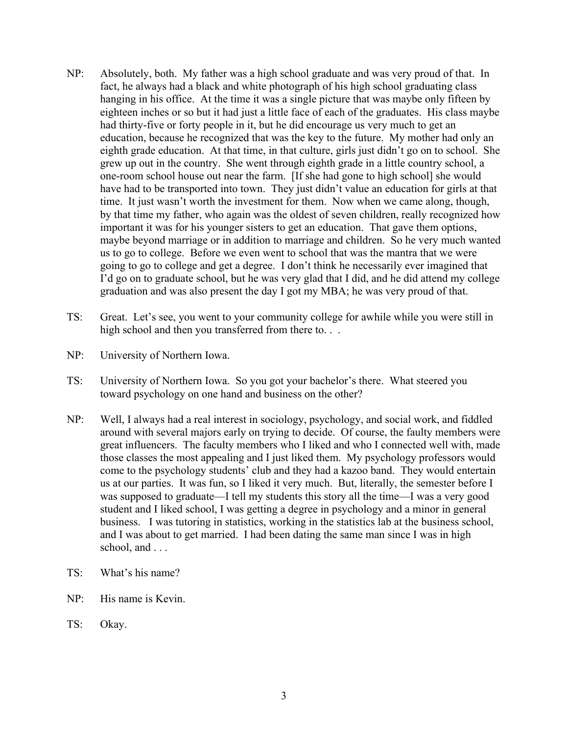NP: Absolutely, both. My father was a high school graduate and was very proud of that. In fact, he always had a black and white photograph of his high school graduating class hanging in his office. At the time it was a single picture that was maybe only fifteen by eighteen inches or so but it had just a little face of each of the graduates. His class maybe had thirty-five or forty people in it, but he did encourage us very much to get an education, because he recognized that was the key to the future. My mother had only an eighth grade education. At that time, in that culture, girls just didn't go on to school. She grew up out in the country. She went through eighth grade in a little country school, a one-room school house out near the farm. [If she had gone to high school] she would have had to be transported into town. They just didn't value an education for girls at that time. It just wasn't worth the investment for them. Now when we came along, though, by that time my father, who again was the oldest of seven children, really recognized how important it was for his younger sisters to get an education. That gave them options, maybe beyond marriage or in addition to marriage and children. So he very much wanted us to go to college. Before we even went to school that was the mantra that we were going to go to college and get a degree. I don't think he necessarily ever imagined that I'd go on to graduate school, but he was very glad that I did, and he did attend my college graduation and was also present the day I got my MBA; he was very proud of that.

TS: Great. Let's see, you went to your community college for awhile while you were still in high school and then you transferred from there to. . .

NP: University of Northern Iowa.

TS: University of Northern Iowa. So you got your bachelor's there. What steered you toward psychology on one hand and business on the other?

NP: Well, I always had a real interest in sociology, psychology, and social work, and fiddled around with several majors early on trying to decide. Of course, the faulty members were great influencers. The faculty members who I liked and who I connected well with, made those classes the most appealing and I just liked them. My psychology professors would come to the psychology students' club and they had a kazoo band. They would entertain us at our parties. It was fun, so I liked it very much. But, literally, the semester before I was supposed to graduate—I tell my students this story all the time—I was a very good student and I liked school, I was getting a degree in psychology and a minor in general business. I was tutoring in statistics, working in the statistics lab at the business school, and I was about to get married. I had been dating the same man since I was in high school, and . . .

TS: What's his name?

NP: His name is Kevin.

TS: Okay.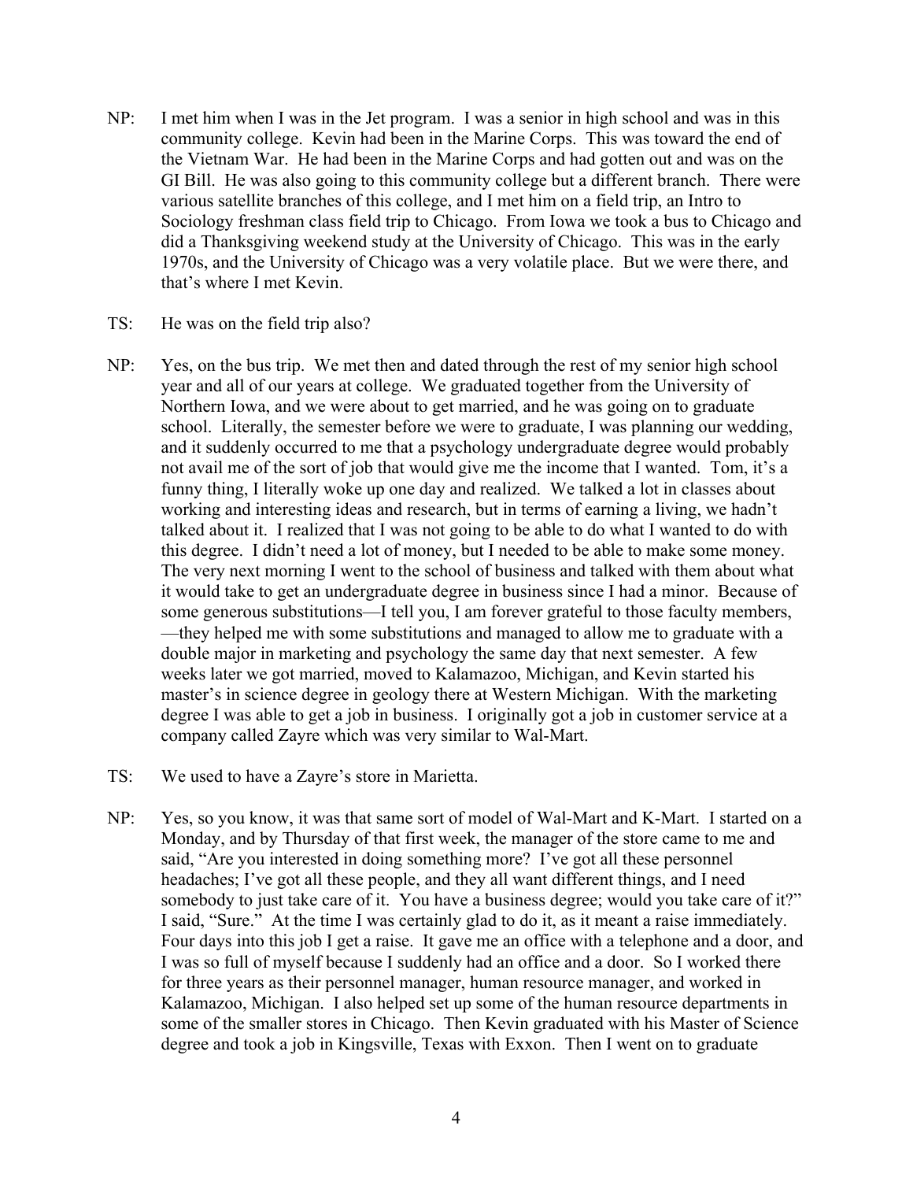NP: I met him when I was in the Jet program. I was a senior in high school and was in this community college. Kevin had been in the Marine Corps. This was toward the end of the Vietnam War. He had been in the Marine Corps and had gotten out and was on the GI Bill. He was also going to this community college but a different branch. There were various satellite branches of this college, and I met him on a field trip, an Intro to Sociology freshman class field trip to Chicago. From Iowa we took a bus to Chicago and did a Thanksgiving weekend study at the University of Chicago. This was in the early 1970s, and the University of Chicago was a very volatile place. But we were there, and that's where I met Kevin.

TS: He was on the field trip also?

NP: Yes, on the bus trip. We met then and dated through the rest of my senior high school year and all of our years at college. We graduated together from the University of Northern Iowa, and we were about to get married, and he was going on to graduate school. Literally, the semester before we were to graduate, I was planning our wedding, and it suddenly occurred to me that a psychology undergraduate degree would probably not avail me of the sort of job that would give me the income that I wanted. Tom, it's a funny thing, I literally woke up one day and realized. We talked a lot in classes about working and interesting ideas and research, but in terms of earning a living, we hadn't talked about it. I realized that I was not going to be able to do what I wanted to do with this degree. I didn't need a lot of money, but I needed to be able to make some money. The very next morning I went to the school of business and talked with them about what it would take to get an undergraduate degree in business since I had a minor. Because of some generous substitutions—I tell you, I am forever grateful to those faculty members, —they helped me with some substitutions and managed to allow me to graduate with a double major in marketing and psychology the same day that next semester. A few weeks later we got married, moved to Kalamazoo, Michigan, and Kevin started his master's in science degree in geology there at Western Michigan. With the marketing degree I was able to get a job in business. I originally got a job in customer service at a company called Zayre which was very similar to Wal-Mart.

TS: We used to have a Zayre's store in Marietta.

NP: Yes, so you know, it was that same sort of model of Wal-Mart and K-Mart. I started on a Monday, and by Thursday of that first week, the manager of the store came to me and said, "Are you interested in doing something more? I've got all these personnel headaches; I've got all these people, and they all want different things, and I need somebody to just take care of it. You have a business degree; would you take care of it?" I said, "Sure." At the time I was certainly glad to do it, as it meant a raise immediately. Four days into this job I get a raise. It gave me an office with a telephone and a door, and I was so full of myself because I suddenly had an office and a door. So I worked there for three years as their personnel manager, human resource manager, and worked in Kalamazoo, Michigan. I also helped set up some of the human resource departments in some of the smaller stores in Chicago. Then Kevin graduated with his Master of Science degree and took a job in Kingsville, Texas with Exxon. Then I went on to graduate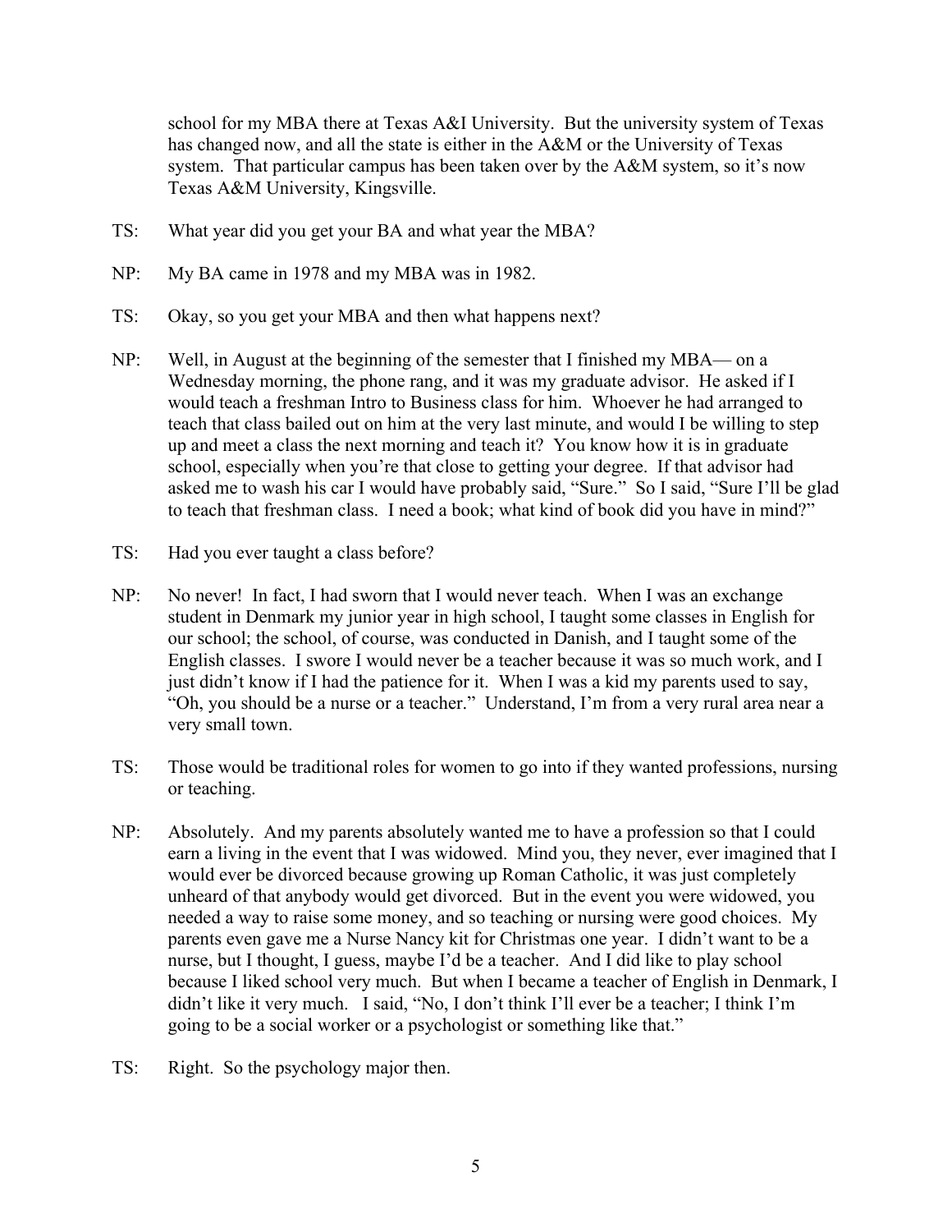school for my MBA there at Texas A&I University. But the university system of Texas has changed now, and all the state is either in the A&M or the University of Texas system. That particular campus has been taken over by the A&M system, so it's now Texas A&M University, Kingsville.

TS: What year did you get your BA and what year the MBA?

NP: My BA came in 1978 and my MBA was in 1982.

TS: Okay, so you get your MBA and then what happens next?

NP: Well, in August at the beginning of the semester that I finished my MBA— on a Wednesday morning, the phone rang, and it was my graduate advisor. He asked if I would teach a freshman Intro to Business class for him. Whoever he had arranged to teach that class bailed out on him at the very last minute, and would I be willing to step up and meet a class the next morning and teach it? You know how it is in graduate school, especially when you're that close to getting your degree. If that advisor had asked me to wash his car I would have probably said, "Sure." So I said, "Sure I'll be glad to teach that freshman class. I need a book; what kind of book did you have in mind?"

TS: Had you ever taught a class before?

NP: No never! In fact, I had sworn that I would never teach. When I was an exchange student in Denmark my junior year in high school, I taught some classes in English for our school; the school, of course, was conducted in Danish, and I taught some of the English classes. I swore I would never be a teacher because it was so much work, and I just didn't know if I had the patience for it. When I was a kid my parents used to say, "Oh, you should be a nurse or a teacher." Understand, I'm from a very rural area near a very small town.

TS: Those would be traditional roles for women to go into if they wanted professions, nursing or teaching.

NP: Absolutely. And my parents absolutely wanted me to have a profession so that I could earn a living in the event that I was widowed. Mind you, they never, ever imagined that I would ever be divorced because growing up Roman Catholic, it was just completely unheard of that anybody would get divorced. But in the event you were widowed, you needed a way to raise some money, and so teaching or nursing were good choices. My parents even gave me a Nurse Nancy kit for Christmas one year. I didn't want to be a nurse, but I thought, I guess, maybe I'd be a teacher. And I did like to play school because I liked school very much. But when I became a teacher of English in Denmark, I didn't like it very much. I said, "No, I don't think I'll ever be a teacher; I think I'm going to be a social worker or a psychologist or something like that."

TS: Right. So the psychology major then.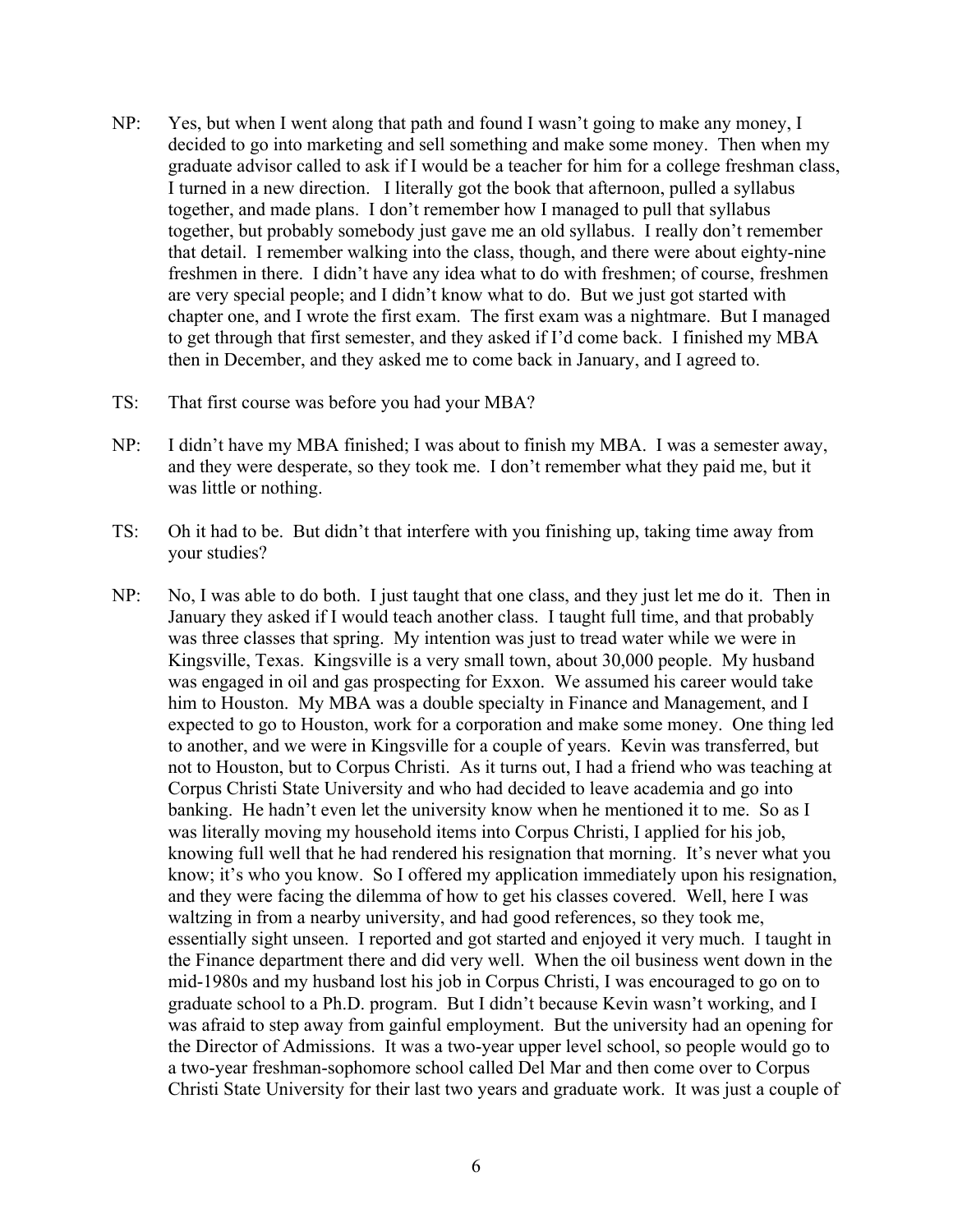NP: Yes, but when I went along that path and found I wasn't going to make any money, I decided to go into marketing and sell something and make some money. Then when my graduate advisor called to ask if I would be a teacher for him for a college freshman class, I turned in a new direction. I literally got the book that afternoon, pulled a syllabus together, and made plans. I don't remember how I managed to pull that syllabus together, but probably somebody just gave me an old syllabus. I really don't remember that detail. I remember walking into the class, though, and there were about eighty-nine freshmen in there. I didn't have any idea what to do with freshmen; of course, freshmen are very special people; and I didn't know what to do. But we just got started with chapter one, and I wrote the first exam. The first exam was a nightmare. But I managed to get through that first semester, and they asked if I'd come back. I finished my MBA then in December, and they asked me to come back in January, and I agreed to.

TS: That first course was before you had your MBA?

NP: I didn't have my MBA finished; I was about to finish my MBA. I was a semester away, and they were desperate, so they took me. I don't remember what they paid me, but it was little or nothing.

TS: Oh it had to be. But didn't that interfere with you finishing up, taking time away from your studies?

NP: No, I was able to do both. I just taught that one class, and they just let me do it. Then in January they asked if I would teach another class. I taught full time, and that probably was three classes that spring. My intention was just to tread water while we were in Kingsville, Texas. Kingsville is a very small town, about 30,000 people. My husband was engaged in oil and gas prospecting for Exxon. We assumed his career would take him to Houston. My MBA was a double specialty in Finance and Management, and I expected to go to Houston, work for a corporation and make some money. One thing led to another, and we were in Kingsville for a couple of years. Kevin was transferred, but not to Houston, but to Corpus Christi. As it turns out, I had a friend who was teaching at Corpus Christi State University and who had decided to leave academia and go into banking. He hadn't even let the university know when he mentioned it to me. So as I was literally moving my household items into Corpus Christi, I applied for his job, knowing full well that he had rendered his resignation that morning. It's never what you know; it's who you know. So I offered my application immediately upon his resignation, and they were facing the dilemma of how to get his classes covered. Well, here I was waltzing in from a nearby university, and had good references, so they took me, essentially sight unseen. I reported and got started and enjoyed it very much. I taught in the Finance department there and did very well. When the oil business went down in the mid-1980s and my husband lost his job in Corpus Christi, I was encouraged to go on to graduate school to a Ph.D. program. But I didn't because Kevin wasn't working, and I was afraid to step away from gainful employment. But the university had an opening for the Director of Admissions. It was a two-year upper level school, so people would go to a two-year freshman-sophomore school called Del Mar and then come over to Corpus Christi State University for their last two years and graduate work. It was just a couple of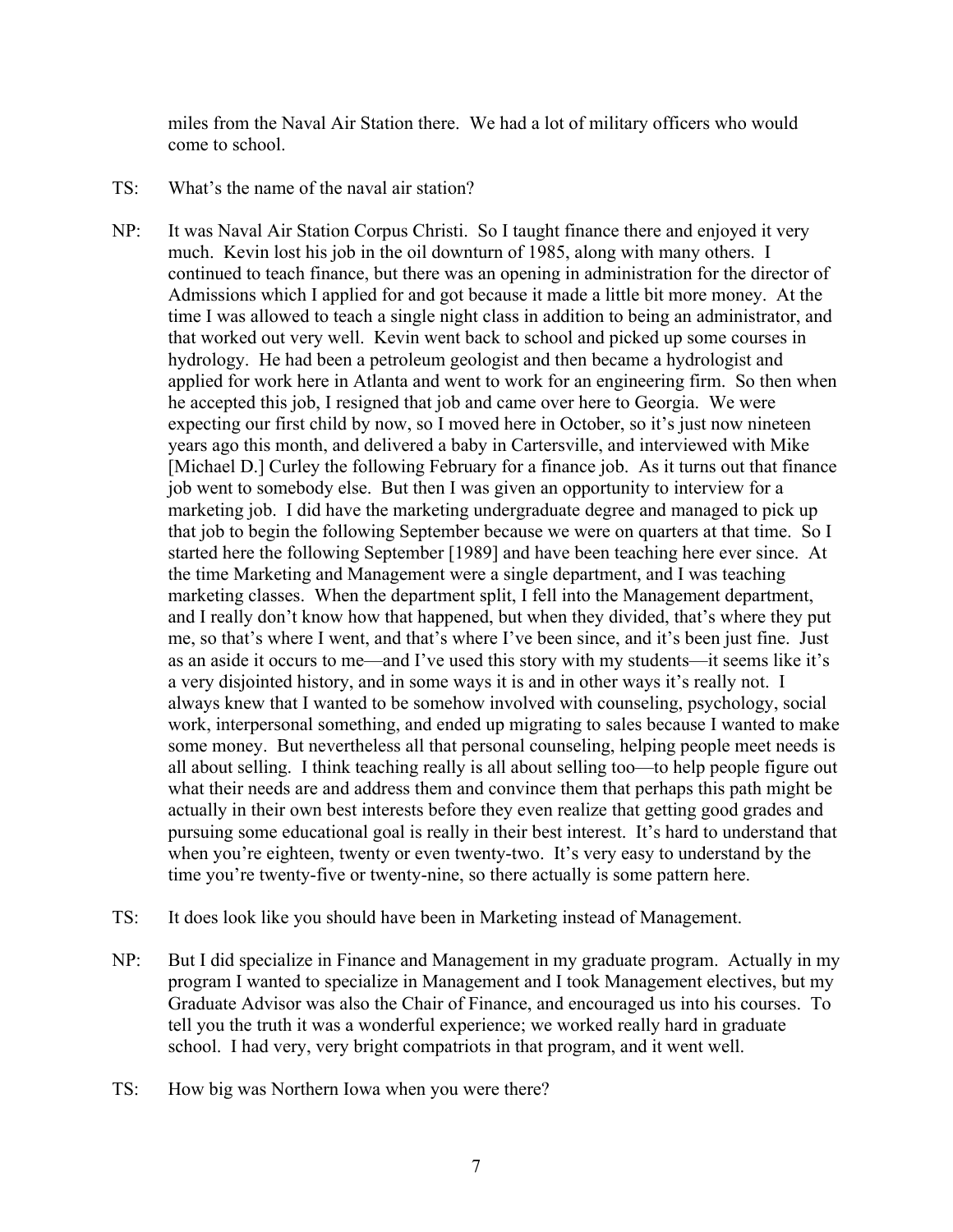miles from the Naval Air Station there. We had a lot of military officers who would come to school.

TS: What's the name of the naval air station?

NP: It was Naval Air Station Corpus Christi. So I taught finance there and enjoyed it very much. Kevin lost his job in the oil downturn of 1985, along with many others. I continued to teach finance, but there was an opening in administration for the director of Admissions which I applied for and got because it made a little bit more money. At the time I was allowed to teach a single night class in addition to being an administrator, and that worked out very well. Kevin went back to school and picked up some courses in hydrology. He had been a petroleum geologist and then became a hydrologist and applied for work here in Atlanta and went to work for an engineering firm. So then when he accepted this job, I resigned that job and came over here to Georgia. We were expecting our first child by now, so I moved here in October, so it's just now nineteen years ago this month, and delivered a baby in Cartersville, and interviewed with Mike [Michael D.] Curley the following February for a finance job. As it turns out that finance job went to somebody else. But then I was given an opportunity to interview for a marketing job. I did have the marketing undergraduate degree and managed to pick up that job to begin the following September because we were on quarters at that time. So I started here the following September [1989] and have been teaching here ever since. At the time Marketing and Management were a single department, and I was teaching marketing classes. When the department split, I fell into the Management department, and I really don't know how that happened, but when they divided, that's where they put me, so that's where I went, and that's where I've been since, and it's been just fine. Just as an aside it occurs to me—and I've used this story with my students—it seems like it's a very disjointed history, and in some ways it is and in other ways it's really not. I always knew that I wanted to be somehow involved with counseling, psychology, social work, interpersonal something, and ended up migrating to sales because I wanted to make some money. But nevertheless all that personal counseling, helping people meet needs is all about selling. I think teaching really is all about selling too—to help people figure out what their needs are and address them and convince them that perhaps this path might be actually in their own best interests before they even realize that getting good grades and pursuing some educational goal is really in their best interest. It's hard to understand that when you're eighteen, twenty or even twenty-two. It's very easy to understand by the time you're twenty-five or twenty-nine, so there actually is some pattern here.

TS: It does look like you should have been in Marketing instead of Management.

NP: But I did specialize in Finance and Management in my graduate program. Actually in my program I wanted to specialize in Management and I took Management electives, but my Graduate Advisor was also the Chair of Finance, and encouraged us into his courses. To tell you the truth it was a wonderful experience; we worked really hard in graduate school. I had very, very bright compatriots in that program, and it went well.

TS: How big was Northern Iowa when you were there?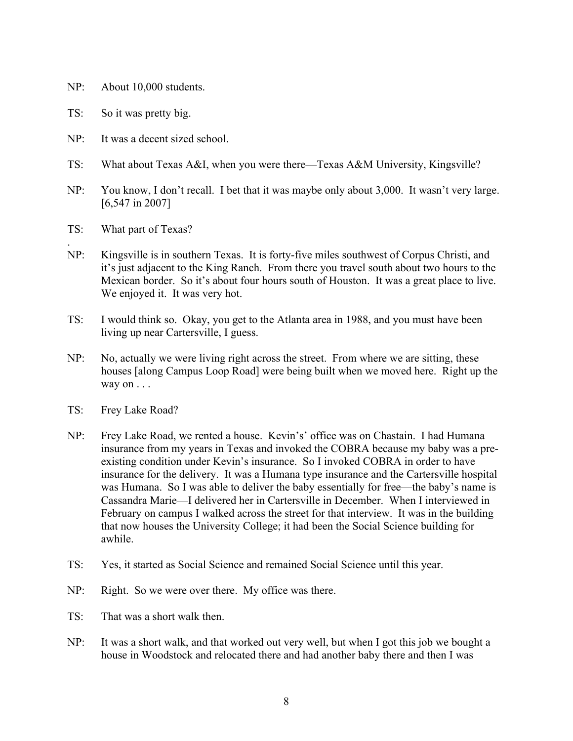NP: About 10,000 students.

TS: So it was pretty big.

NP: It was a decent sized school.

TS: What about Texas A&I, when you were there—Texas A&M University, Kingsville?

NP: You know, I don't recall. I bet that it was maybe only about 3,000. It wasn't very large. [6,547 in 2007]

TS: What part of Texas?

NP: Kingsville is in southern Texas. It is forty-five miles southwest of Corpus Christi, and it's just adjacent to the King Ranch. From there you travel south about two hours to the Mexican border. So it's about four hours south of Houston. It was a great place to live. We enjoyed it. It was very hot.

TS: I would think so. Okay, you get to the Atlanta area in 1988, and you must have been living up near Cartersville, I guess.

NP: No, actually we were living right across the street. From where we are sitting, these houses [along Campus Loop Road] were being built when we moved here. Right up the way on . . .

TS: Frey Lake Road?

NP: Frey Lake Road, we rented a house. Kevin's' office was on Chastain. I had Humana insurance from my years in Texas and invoked the COBRA because my baby was a pre-existing condition under Kevin's insurance. So I invoked COBRA in order to have insurance for the delivery. It was a Humana type insurance and the Cartersville hospital was Humana. So I was able to deliver the baby essentially for free—the baby's name is Cassandra Marie—I delivered her in Cartersville in December. When I interviewed in February on campus I walked across the street for that interview. It was in the building that now houses the University College; it had been the Social Science building for awhile.

TS: Yes, it started as Social Science and remained Social Science until this year.

NP: Right. So we were over there. My office was there.

TS: That was a short walk then.

NP: It was a short walk, and that worked out very well, but when I got this job we bought a house in Woodstock and relocated there and had another baby there and then I was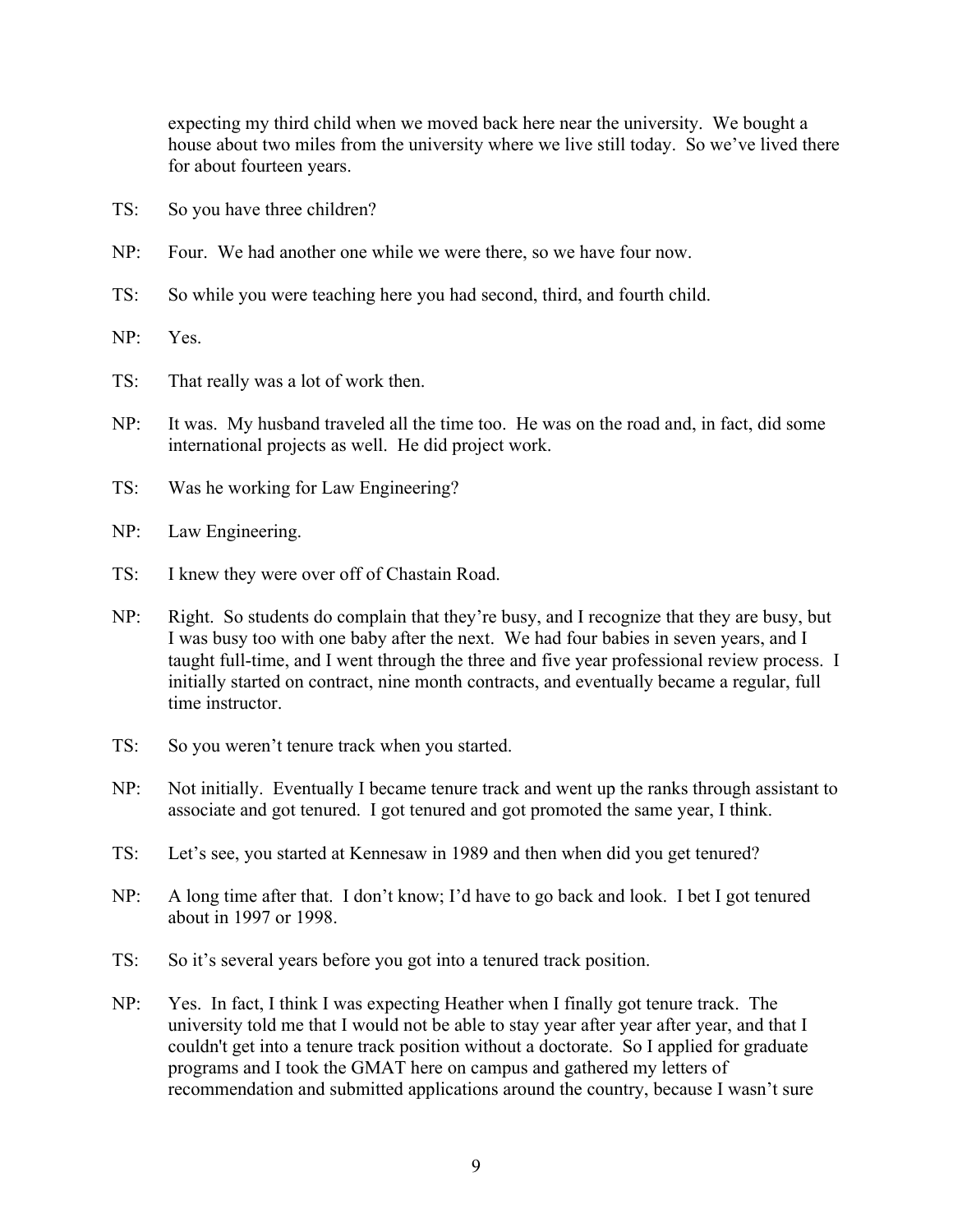expecting my third child when we moved back here near the university. We bought a house about two miles from the university where we live still today. So we've lived there for about fourteen years.

TS: So you have three children?

NP: Four. We had another one while we were there, so we have four now.

TS: So while you were teaching here you had second, third, and fourth child.

NP: Yes.

TS: That really was a lot of work then.

NP: It was. My husband traveled all the time too. He was on the road and, in fact, did some international projects as well. He did project work.

TS: Was he working for Law Engineering?

NP: Law Engineering.

TS: I knew they were over off of Chastain Road.

NP: Right. So students do complain that they're busy, and I recognize that they are busy, but I was busy too with one baby after the next. We had four babies in seven years, and I taught full-time, and I went through the three and five year professional review process. I initially started on contract, nine month contracts, and eventually became a regular, full time instructor.

TS: So you weren't tenure track when you started.

NP: Not initially. Eventually I became tenure track and went up the ranks through assistant to associate and got tenured. I got tenured and got promoted the same year, I think.

TS: Let's see, you started at Kennesaw in 1989 and then when did you get tenured?

NP: A long time after that. I don't know; I'd have to go back and look. I bet I got tenured about in 1997 or 1998.

TS: So it's several years before you got into a tenured track position.

NP: Yes. In fact, I think I was expecting Heather when I finally got tenure track. The university told me that I would not be able to stay year after year after year, and that I couldn't get into a tenure track position without a doctorate. So I applied for graduate programs and I took the GMAT here on campus and gathered my letters of recommendation and submitted applications around the country, because I wasn't sure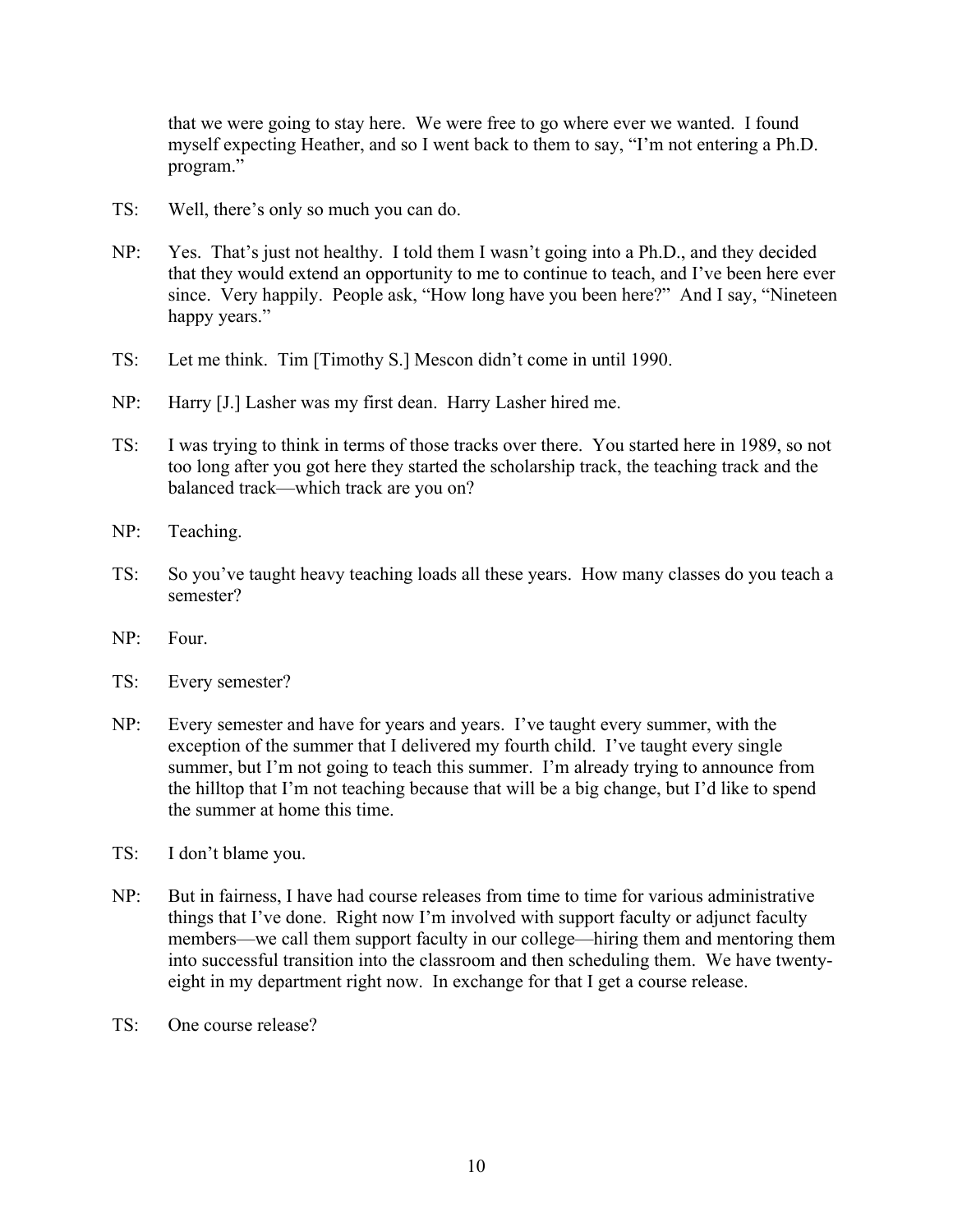that we were going to stay here. We were free to go where ever we wanted. I found myself expecting Heather, and so I went back to them to say, "I'm not entering a Ph.D. program."

TS: Well, there's only so much you can do.

NP: Yes. That's just not healthy. I told them I wasn't going into a Ph.D., and they decided that they would extend an opportunity to me to continue to teach, and I've been here ever since. Very happily. People ask, "How long have you been here?" And I say, "Nineteen happy years."

TS: Let me think. Tim [Timothy S.] Mescon didn't come in until 1990.

NP: Harry [J.] Lasher was my first dean. Harry Lasher hired me.

TS: I was trying to think in terms of those tracks over there. You started here in 1989, so not too long after you got here they started the scholarship track, the teaching track and the balanced track—which track are you on?

NP: Teaching.

TS: So you've taught heavy teaching loads all these years. How many classes do you teach a semester?

NP: Four.

TS: Every semester?

NP: Every semester and have for years and years. I've taught every summer, with the exception of the summer that I delivered my fourth child. I've taught every single summer, but I'm not going to teach this summer. I'm already trying to announce from the hilltop that I'm not teaching because that will be a big change, but I'd like to spend the summer at home this time.

TS: I don't blame you.

NP: But in fairness, I have had course releases from time to time for various administrative things that I've done. Right now I'm involved with support faculty or adjunct faculty members—we call them support faculty in our college—hiring them and mentoring them into successful transition into the classroom and then scheduling them. We have twenty-eight in my department right now. In exchange for that I get a course release.

TS: One course release?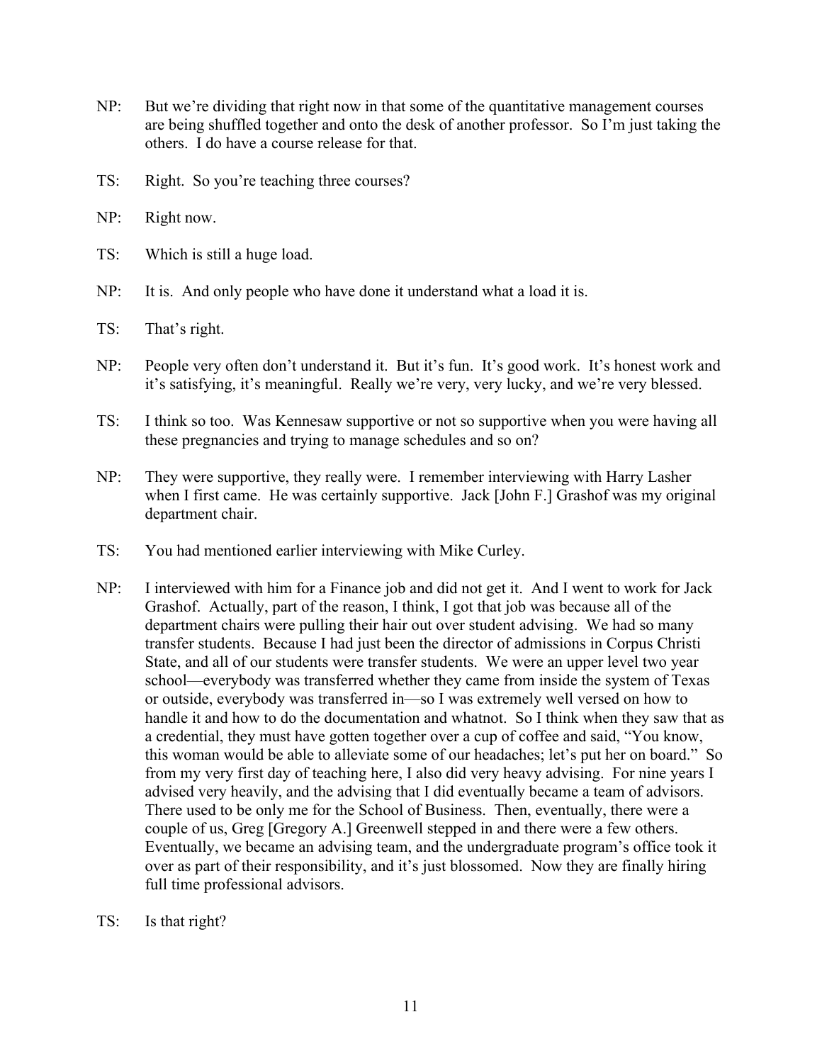NP: But we're dividing that right now in that some of the quantitative management courses are being shuffled together and onto the desk of another professor. So I'm just taking the others. I do have a course release for that.

TS: Right. So you're teaching three courses?

NP: Right now.

TS: Which is still a huge load.

NP: It is. And only people who have done it understand what a load it is.

TS: That's right.

NP: People very often don't understand it. But it's fun. It's good work. It's honest work and it's satisfying, it's meaningful. Really we're very, very lucky, and we're very blessed.

TS: I think so too. Was Kennesaw supportive or not so supportive when you were having all these pregnancies and trying to manage schedules and so on?

NP: They were supportive, they really were. I remember interviewing with Harry Lasher when I first came. He was certainly supportive. Jack [John F.] Grashof was my original department chair.

TS: You had mentioned earlier interviewing with Mike Curley.

NP: I interviewed with him for a Finance job and did not get it. And I went to work for Jack Grashof. Actually, part of the reason, I think, I got that job was because all of the department chairs were pulling their hair out over student advising. We had so many transfer students. Because I had just been the director of admissions in Corpus Christi State, and all of our students were transfer students. We were an upper level two year school—everybody was transferred whether they came from inside the system of Texas or outside, everybody was transferred in—so I was extremely well versed on how to handle it and how to do the documentation and whatnot. So I think when they saw that as a credential, they must have gotten together over a cup of coffee and said, "You know, this woman would be able to alleviate some of our headaches; let's put her on board." So from my very first day of teaching here, I also did very heavy advising. For nine years I advised very heavily, and the advising that I did eventually became a team of advisors. There used to be only me for the School of Business. Then, eventually, there were a couple of us, Greg [Gregory A.] Greenwell stepped in and there were a few others. Eventually, we became an advising team, and the undergraduate program's office took it over as part of their responsibility, and it's just blossomed. Now they are finally hiring full time professional advisors.

TS: Is that right?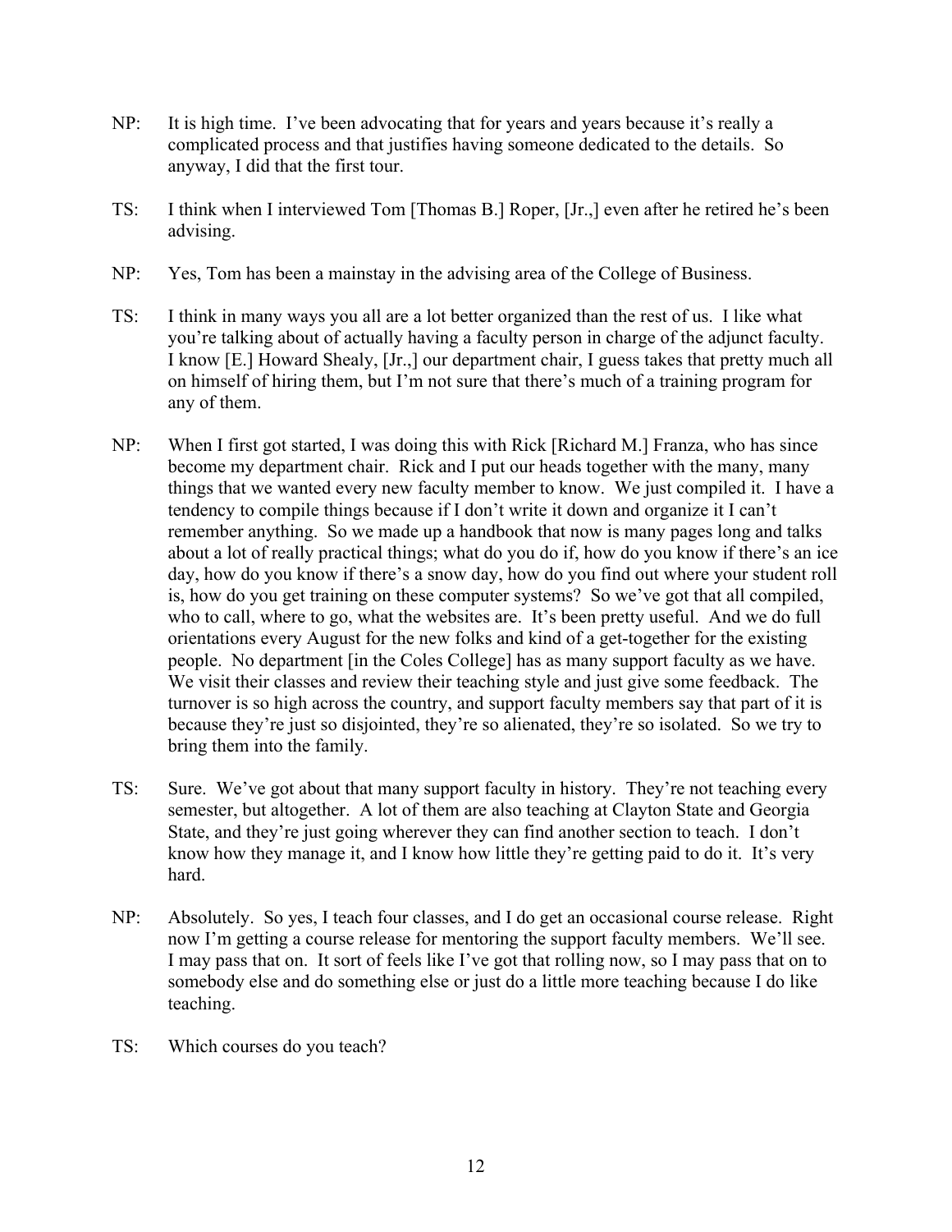NP: It is high time. I've been advocating that for years and years because it's really a complicated process and that justifies having someone dedicated to the details. So anyway, I did that the first tour.

TS: I think when I interviewed Tom [Thomas B.] Roper, [Jr.,] even after he retired he's been advising.

NP: Yes, Tom has been a mainstay in the advising area of the College of Business.

TS: I think in many ways you all are a lot better organized than the rest of us. I like what you're talking about of actually having a faculty person in charge of the adjunct faculty. I know [E.] Howard Shealy, [Jr.,] our department chair, I guess takes that pretty much all on himself of hiring them, but I'm not sure that there's much of a training program for any of them.

NP: When I first got started, I was doing this with Rick [Richard M.] Franza, who has since become my department chair. Rick and I put our heads together with the many, many things that we wanted every new faculty member to know. We just compiled it. I have a tendency to compile things because if I don't write it down and organize it I can't remember anything. So we made up a handbook that now is many pages long and talks about a lot of really practical things; what do you do if, how do you know if there's an ice day, how do you know if there's a snow day, how do you find out where your student roll is, how do you get training on these computer systems? So we've got that all compiled, who to call, where to go, what the websites are. It's been pretty useful. And we do full orientations every August for the new folks and kind of a get-together for the existing people. No department [in the Coles College] has as many support faculty as we have. We visit their classes and review their teaching style and just give some feedback. The turnover is so high across the country, and support faculty members say that part of it is because they're just so disjointed, they're so alienated, they're so isolated. So we try to bring them into the family.

TS: Sure. We've got about that many support faculty in history. They're not teaching every semester, but altogether. A lot of them are also teaching at Clayton State and Georgia State, and they're just going wherever they can find another section to teach. I don't know how they manage it, and I know how little they're getting paid to do it. It's very hard.

NP: Absolutely. So yes, I teach four classes, and I do get an occasional course release. Right now I'm getting a course release for mentoring the support faculty members. We'll see. I may pass that on. It sort of feels like I've got that rolling now, so I may pass that on to somebody else and do something else or just do a little more teaching because I do like teaching.

TS: Which courses do you teach?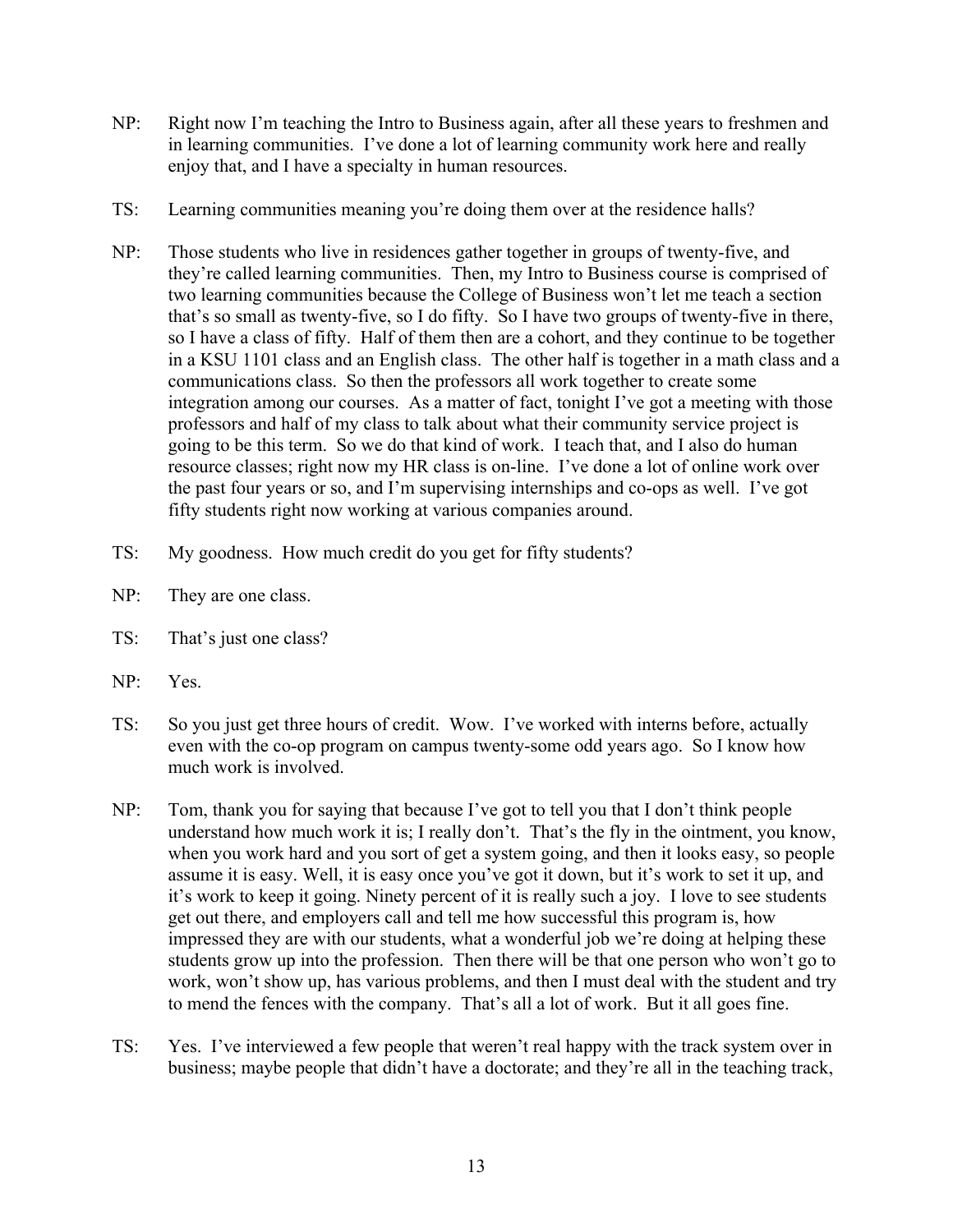NP: Right now I'm teaching the Intro to Business again, after all these years to freshmen and in learning communities. I've done a lot of learning community work here and really enjoy that, and I have a specialty in human resources.

TS: Learning communities meaning you're doing them over at the residence halls?

NP: Those students who live in residences gather together in groups of twenty-five, and they're called learning communities. Then, my Intro to Business course is comprised of two learning communities because the College of Business won't let me teach a section that's so small as twenty-five, so I do fifty. So I have two groups of twenty-five in there, so I have a class of fifty. Half of them then are a cohort, and they continue to be together in a KSU 1101 class and an English class. The other half is together in a math class and a communications class. So then the professors all work together to create some integration among our courses. As a matter of fact, tonight I've got a meeting with those professors and half of my class to talk about what their community service project is going to be this term. So we do that kind of work. I teach that, and I also do human resource classes; right now my HR class is on-line. I've done a lot of online work over the past four years or so, and I'm supervising internships and co-ops as well. I've got fifty students right now working at various companies around.

TS: My goodness. How much credit do you get for fifty students?

NP: They are one class.

TS: That's just one class?

NP: Yes.

TS: So you just get three hours of credit. Wow. I've worked with interns before, actually even with the co-op program on campus twenty-some odd years ago. So I know how much work is involved.

NP: Tom, thank you for saying that because I've got to tell you that I don't think people understand how much work it is; I really don't. That's the fly in the ointment, you know, when you work hard and you sort of get a system going, and then it looks easy, so people assume it is easy. Well, it is easy once you've got it down, but it's work to set it up, and it's work to keep it going. Ninety percent of it is really such a joy. I love to see students get out there, and employers call and tell me how successful this program is, how impressed they are with our students, what a wonderful job we're doing at helping these students grow up into the profession. Then there will be that one person who won't go to work, won't show up, has various problems, and then I must deal with the student and try to mend the fences with the company. That's all a lot of work. But it all goes fine.

TS: Yes. I've interviewed a few people that weren't real happy with the track system over in business; maybe people that didn't have a doctorate; and they're all in the teaching track,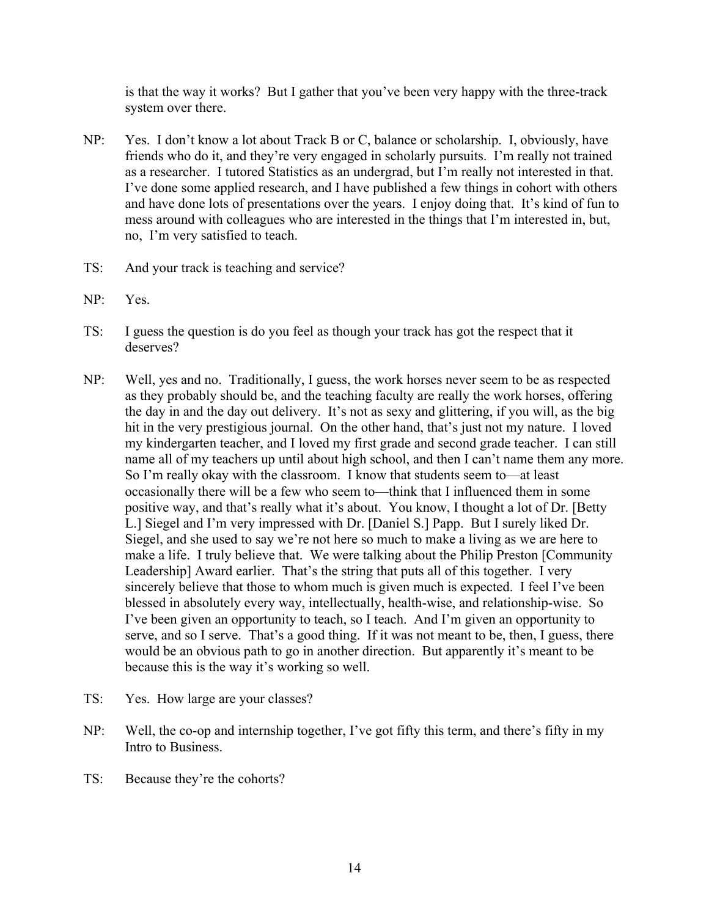is that the way it works? But I gather that you've been very happy with the three-track system over there.

NP: Yes. I don't know a lot about Track B or C, balance or scholarship. I, obviously, have friends who do it, and they're very engaged in scholarly pursuits. I'm really not trained as a researcher. I tutored Statistics as an undergrad, but I'm really not interested in that. I've done some applied research, and I have published a few things in cohort with others and have done lots of presentations over the years. I enjoy doing that. It's kind of fun to mess around with colleagues who are interested in the things that I'm interested in, but, no, I'm very satisfied to teach.

TS: And your track is teaching and service?

NP: Yes.

TS: I guess the question is do you feel as though your track has got the respect that it deserves?

NP: Well, yes and no. Traditionally, I guess, the work horses never seem to be as respected as they probably should be, and the teaching faculty are really the work horses, offering the day in and the day out delivery. It's not as sexy and glittering, if you will, as the big hit in the very prestigious journal. On the other hand, that's just not my nature. I loved my kindergarten teacher, and I loved my first grade and second grade teacher. I can still name all of my teachers up until about high school, and then I can't name them any more. So I'm really okay with the classroom. I know that students seem to—at least occasionally there will be a few who seem to—think that I influenced them in some positive way, and that's really what it's about. You know, I thought a lot of Dr. [Betty L.] Siegel and I'm very impressed with Dr. [Daniel S.] Papp. But I surely liked Dr. Siegel, and she used to say we're not here so much to make a living as we are here to make a life. I truly believe that. We were talking about the Philip Preston [Community Leadership] Award earlier. That's the string that puts all of this together. I very sincerely believe that those to whom much is given much is expected. I feel I've been blessed in absolutely every way, intellectually, health-wise, and relationship-wise. So I've been given an opportunity to teach, so I teach. And I'm given an opportunity to serve, and so I serve. That's a good thing. If it was not meant to be, then, I guess, there would be an obvious path to go in another direction. But apparently it's meant to be because this is the way it's working so well.

TS: Yes. How large are your classes?

NP: Well, the co-op and internship together, I've got fifty this term, and there's fifty in my Intro to Business.

TS: Because they're the cohorts?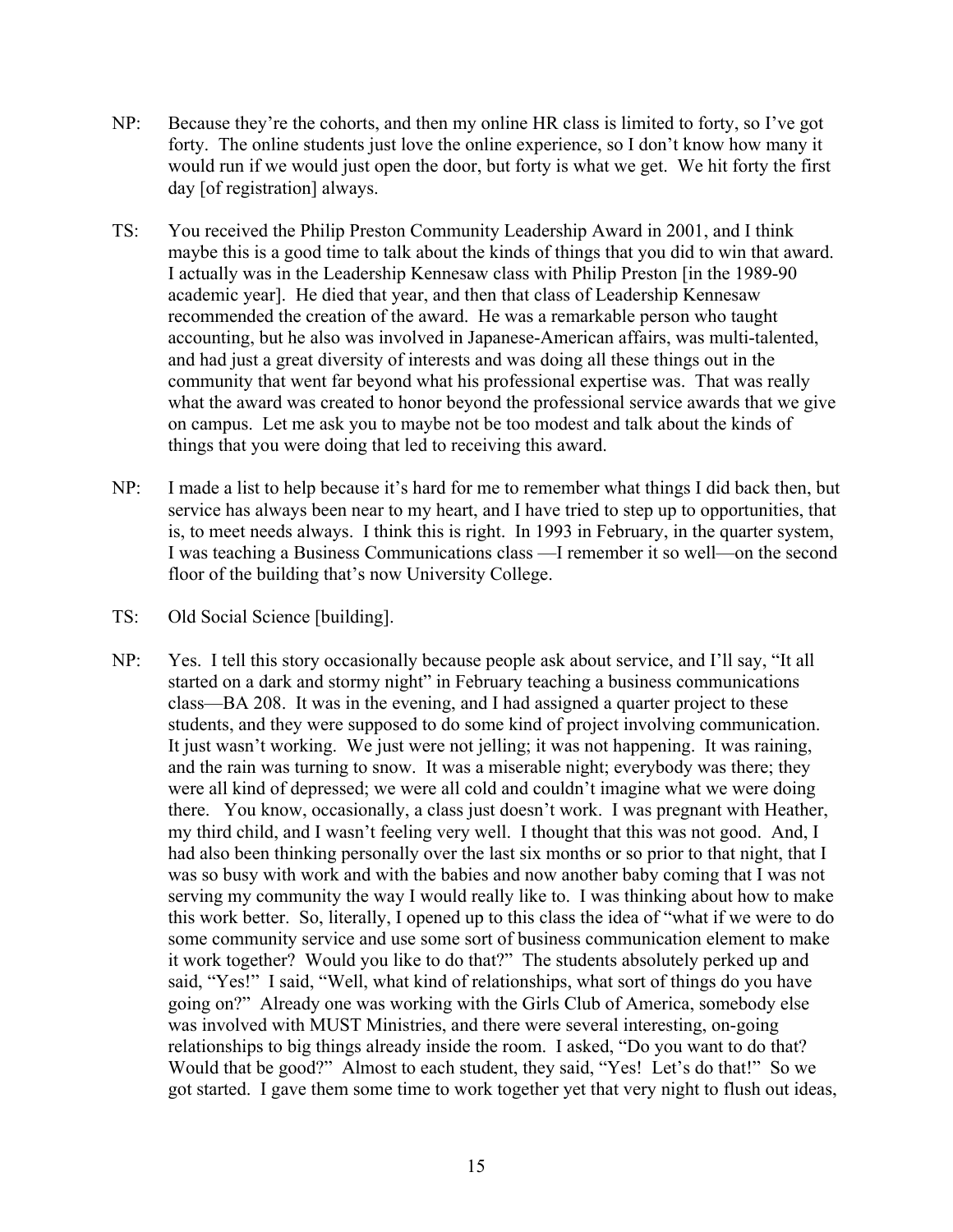NP: Because they're the cohorts, and then my online HR class is limited to forty, so I've got forty. The online students just love the online experience, so I don't know how many it would run if we would just open the door, but forty is what we get. We hit forty the first day [of registration] always.

TS: You received the Philip Preston Community Leadership Award in 2001, and I think maybe this is a good time to talk about the kinds of things that you did to win that award. I actually was in the Leadership Kennesaw class with Philip Preston [in the 1989-90 academic year]. He died that year, and then that class of Leadership Kennesaw recommended the creation of the award. He was a remarkable person who taught accounting, but he also was involved in Japanese-American affairs, was multi-talented, and had just a great diversity of interests and was doing all these things out in the community that went far beyond what his professional expertise was. That was really what the award was created to honor beyond the professional service awards that we give on campus. Let me ask you to maybe not be too modest and talk about the kinds of things that you were doing that led to receiving this award.

NP: I made a list to help because it's hard for me to remember what things I did back then, but service has always been near to my heart, and I have tried to step up to opportunities, that is, to meet needs always. I think this is right. In 1993 in February, in the quarter system, I was teaching a Business Communications class —I remember it so well—on the second floor of the building that's now University College.

TS: Old Social Science [building].

NP: Yes. I tell this story occasionally because people ask about service, and I'll say, "It all started on a dark and stormy night" in February teaching a business communications class—BA 208. It was in the evening, and I had assigned a quarter project to these students, and they were supposed to do some kind of project involving communication. It just wasn't working. We just were not jelling; it was not happening. It was raining, and the rain was turning to snow. It was a miserable night; everybody was there; they were all kind of depressed; we were all cold and couldn't imagine what we were doing there. You know, occasionally, a class just doesn't work. I was pregnant with Heather, my third child, and I wasn't feeling very well. I thought that this was not good. And, I had also been thinking personally over the last six months or so prior to that night, that I was so busy with work and with the babies and now another baby coming that I was not serving my community the way I would really like to. I was thinking about how to make this work better. So, literally, I opened up to this class the idea of "what if we were to do some community service and use some sort of business communication element to make it work together? Would you like to do that?" The students absolutely perked up and said, "Yes!" I said, "Well, what kind of relationships, what sort of things do you have going on?" Already one was working with the Girls Club of America, somebody else was involved with MUST Ministries, and there were several interesting, on-going relationships to big things already inside the room. I asked, "Do you want to do that? Would that be good?" Almost to each student, they said, "Yes! Let's do that!" So we got started. I gave them some time to work together yet that very night to flush out ideas,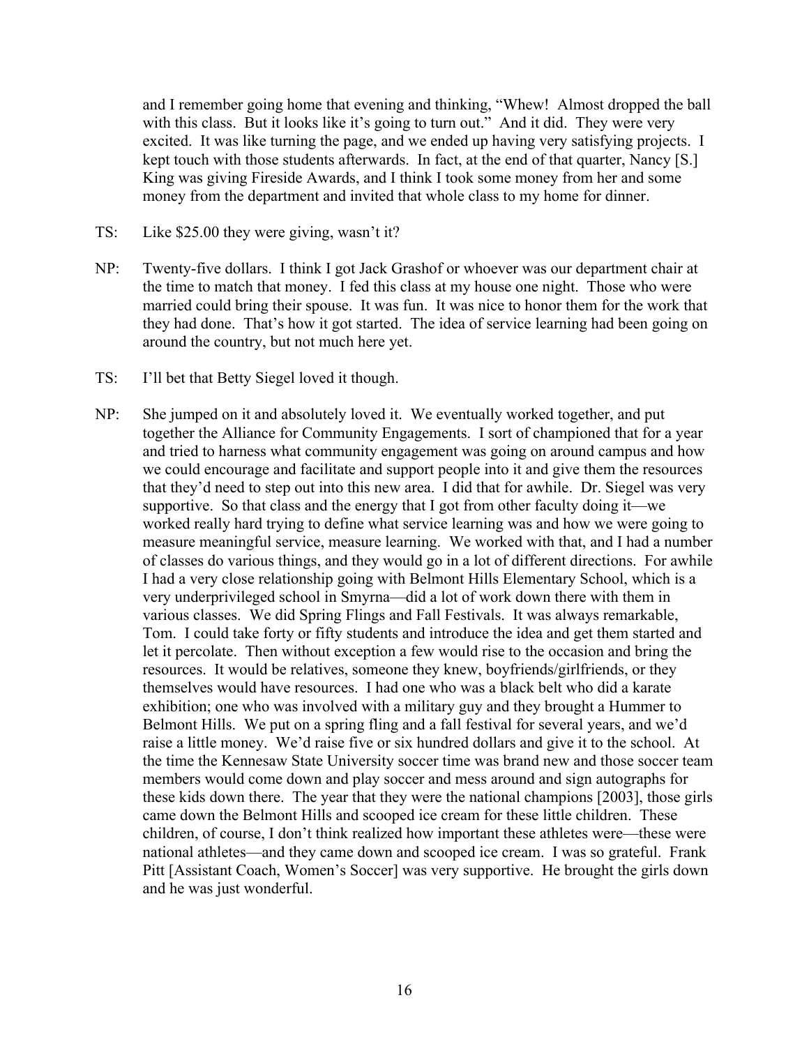and I remember going home that evening and thinking, "Whew! Almost dropped the ball with this class. But it looks like it's going to turn out." And it did. They were very excited. It was like turning the page, and we ended up having very satisfying projects. I kept touch with those students afterwards. In fact, at the end of that quarter, Nancy [S.] King was giving Fireside Awards, and I think I took some money from her and some money from the department and invited that whole class to my home for dinner.

TS: Like $25.00 they were giving, wasn't it?

NP: Twenty-five dollars. I think I got Jack Grashof or whoever was our department chair at the time to match that money. I fed this class at my house one night. Those who were married could bring their spouse. It was fun. It was nice to honor them for the work that they had done. That's how it got started. The idea of service learning had been going on around the country, but not much here yet.

TS: I'll bet that Betty Siegel loved it though.

NP: She jumped on it and absolutely loved it. We eventually worked together, and put together the Alliance for Community Engagements. I sort of championed that for a year and tried to harness what community engagement was going on around campus and how we could encourage and facilitate and support people into it and give them the resources that they'd need to step out into this new area. I did that for awhile. Dr. Siegel was very supportive. So that class and the energy that I got from other faculty doing it—we worked really hard trying to define what service learning was and how we were going to measure meaningful service, measure learning. We worked with that, and I had a number of classes do various things, and they would go in a lot of different directions. For awhile I had a very close relationship going with Belmont Hills Elementary School, which is a very underprivileged school in Smyrna—did a lot of work down there with them in various classes. We did Spring Flings and Fall Festivals. It was always remarkable, Tom. I could take forty or fifty students and introduce the idea and get them started and let it percolate. Then without exception a few would rise to the occasion and bring the resources. It would be relatives, someone they knew, boyfriends/girlfriends, or they themselves would have resources. I had one who was a black belt who did a karate exhibition; one who was involved with a military guy and they brought a Hummer to Belmont Hills. We put on a spring fling and a fall festival for several years, and we'd raise a little money. We'd raise five or six hundred dollars and give it to the school. At the time the Kennesaw State University soccer time was brand new and those soccer team members would come down and play soccer and mess around and sign autographs for these kids down there. The year that they were the national champions [2003], those girls came down the Belmont Hills and scooped ice cream for these little children. These children, of course, I don't think realized how important these athletes were—these were national athletes—and they came down and scooped ice cream. I was so grateful. Frank Pitt [Assistant Coach, Women's Soccer] was very supportive. He brought the girls down and he was just wonderful.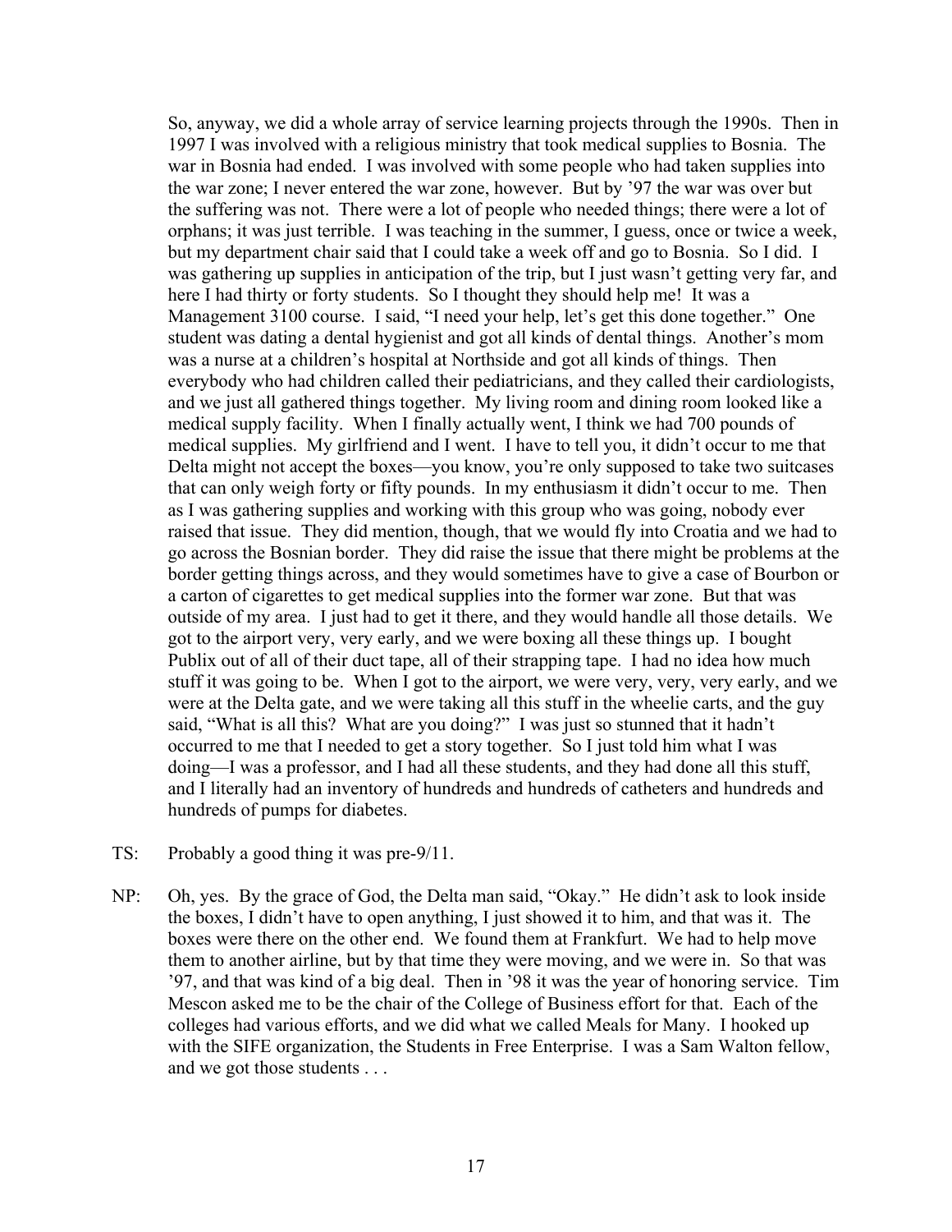So, anyway, we did a whole array of service learning projects through the 1990s. Then in 1997 I was involved with a religious ministry that took medical supplies to Bosnia. The war in Bosnia had ended. I was involved with some people who had taken supplies into the war zone; I never entered the war zone, however. But by '97 the war was over but the suffering was not. There were a lot of people who needed things; there were a lot of orphans; it was just terrible. I was teaching in the summer, I guess, once or twice a week, but my department chair said that I could take a week off and go to Bosnia. So I did. I was gathering up supplies in anticipation of the trip, but I just wasn't getting very far, and here I had thirty or forty students. So I thought they should help me! It was a Management 3100 course. I said, "I need your help, let's get this done together." One student was dating a dental hygienist and got all kinds of dental things. Another's mom was a nurse at a children's hospital at Northside and got all kinds of things. Then everybody who had children called their pediatricians, and they called their cardiologists, and we just all gathered things together. My living room and dining room looked like a medical supply facility. When I finally actually went, I think we had 700 pounds of medical supplies. My girlfriend and I went. I have to tell you, it didn't occur to me that Delta might not accept the boxes—you know, you're only supposed to take two suitcases that can only weigh forty or fifty pounds. In my enthusiasm it didn't occur to me. Then as I was gathering supplies and working with this group who was going, nobody ever raised that issue. They did mention, though, that we would fly into Croatia and we had to go across the Bosnian border. They did raise the issue that there might be problems at the border getting things across, and they would sometimes have to give a case of Bourbon or a carton of cigarettes to get medical supplies into the former war zone. But that was outside of my area. I just had to get it there, and they would handle all those details. We got to the airport very, very early, and we were boxing all these things up. I bought Publix out of all of their duct tape, all of their strapping tape. I had no idea how much stuff it was going to be. When I got to the airport, we were very, very, very early, and we were at the Delta gate, and we were taking all this stuff in the wheelie carts, and the guy said, "What is all this? What are you doing?" I was just so stunned that it hadn't occurred to me that I needed to get a story together. So I just told him what I was doing—I was a professor, and I had all these students, and they had done all this stuff, and I literally had an inventory of hundreds and hundreds of catheters and hundreds and hundreds of pumps for diabetes.

TS: Probably a good thing it was pre-9/11.

NP: Oh, yes. By the grace of God, the Delta man said, "Okay." He didn't ask to look inside the boxes, I didn't have to open anything, I just showed it to him, and that was it. The boxes were there on the other end. We found them at Frankfurt. We had to help move them to another airline, but by that time they were moving, and we were in. So that was '97, and that was kind of a big deal. Then in '98 it was the year of honoring service. Tim Mescon asked me to be the chair of the College of Business effort for that. Each of the colleges had various efforts, and we did what we called Meals for Many. I hooked up with the SIFE organization, the Students in Free Enterprise. I was a Sam Walton fellow, and we got those students . . .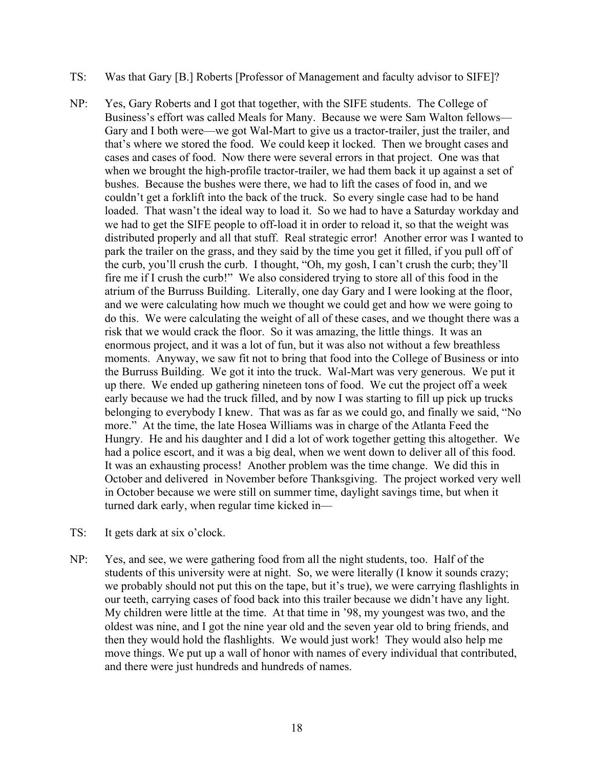TS: Was that Gary [B.] Roberts [Professor of Management and faculty advisor to SIFE]?

NP: Yes, Gary Roberts and I got that together, with the SIFE students. The College of Business's effort was called Meals for Many. Because we were Sam Walton fellows—Gary and I both were—we got Wal-Mart to give us a tractor-trailer, just the trailer, and that's where we stored the food. We could keep it locked. Then we brought cases and cases and cases of food. Now there were several errors in that project. One was that when we brought the high-profile tractor-trailer, we had them back it up against a set of bushes. Because the bushes were there, we had to lift the cases of food in, and we couldn't get a forklift into the back of the truck. So every single case had to be hand loaded. That wasn't the ideal way to load it. So we had to have a Saturday workday and we had to get the SIFE people to off-load it in order to reload it, so that the weight was distributed properly and all that stuff. Real strategic error! Another error was I wanted to park the trailer on the grass, and they said by the time you get it filled, if you pull off of the curb, you'll crush the curb. I thought, "Oh, my gosh, I can't crush the curb; they'll fire me if I crush the curb!" We also considered trying to store all of this food in the atrium of the Burruss Building. Literally, one day Gary and I were looking at the floor, and we were calculating how much we thought we could get and how we were going to do this. We were calculating the weight of all of these cases, and we thought there was a risk that we would crack the floor. So it was amazing, the little things. It was an enormous project, and it was a lot of fun, but it was also not without a few breathless moments. Anyway, we saw fit not to bring that food into the College of Business or into the Burruss Building. We got it into the truck. Wal-Mart was very generous. We put it up there. We ended up gathering nineteen tons of food. We cut the project off a week early because we had the truck filled, and by now I was starting to fill up pick up trucks belonging to everybody I knew. That was as far as we could go, and finally we said, "No more." At the time, the late Hosea Williams was in charge of the Atlanta Feed the Hungry. He and his daughter and I did a lot of work together getting this altogether. We had a police escort, and it was a big deal, when we went down to deliver all of this food. It was an exhausting process! Another problem was the time change. We did this in October and delivered in November before Thanksgiving. The project worked very well in October because we were still on summer time, daylight savings time, but when it turned dark early, when regular time kicked in—

TS: It gets dark at six o'clock.

NP: Yes, and see, we were gathering food from all the night students, too. Half of the students of this university were at night. So, we were literally (I know it sounds crazy; we probably should not put this on the tape, but it's true), we were carrying flashlights in our teeth, carrying cases of food back into this trailer because we didn't have any light. My children were little at the time. At that time in '98, my youngest was two, and the oldest was nine, and I got the nine year old and the seven year old to bring friends, and then they would hold the flashlights. We would just work! They would also help me move things. We put up a wall of honor with names of every individual that contributed, and there were just hundreds and hundreds of names.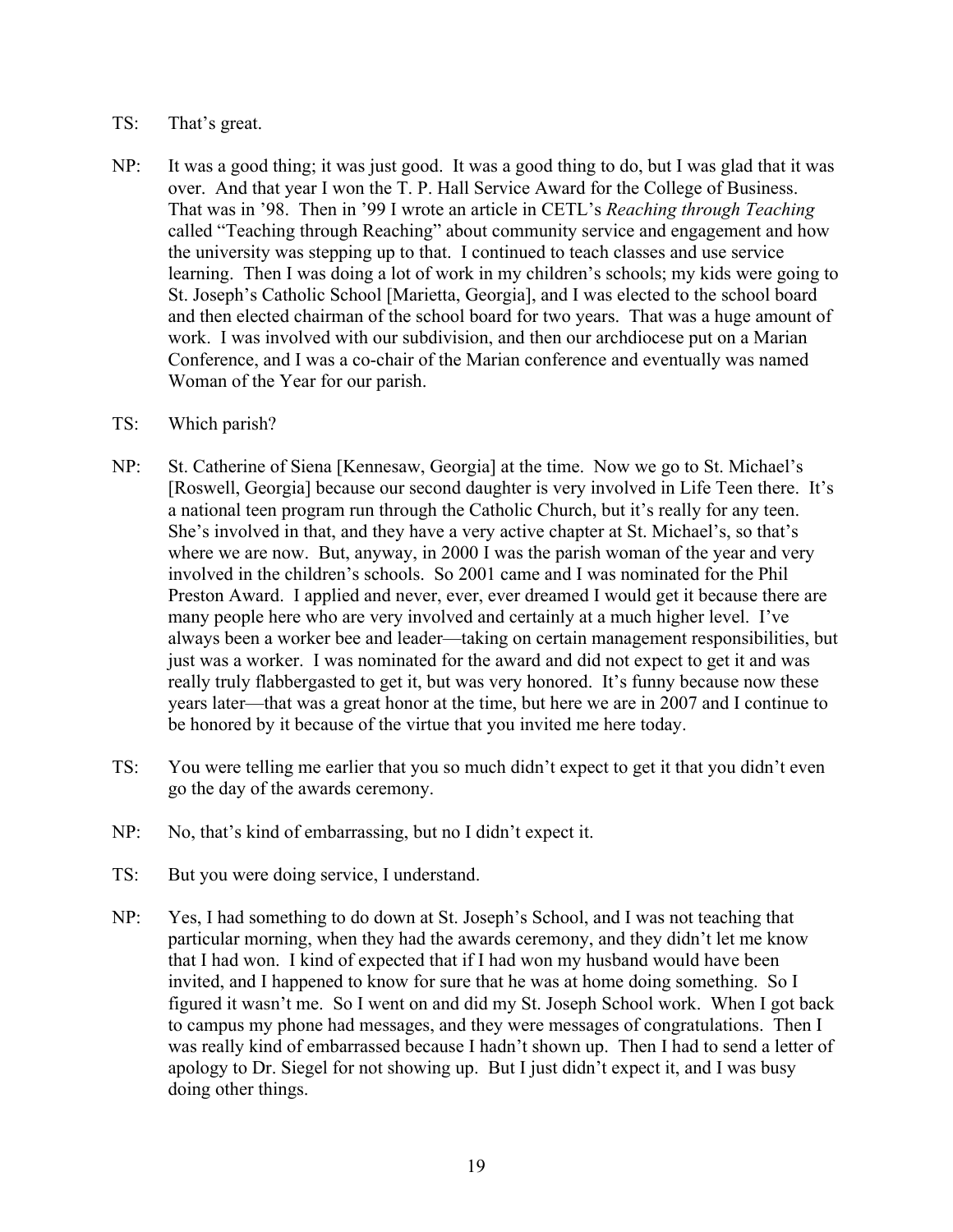TS: That's great.

NP: It was a good thing; it was just good. It was a good thing to do, but I was glad that it was over. And that year I won the T. P. Hall Service Award for the College of Business. That was in '98. Then in '99 I wrote an article in CETL's *Reaching through Teaching* called "Teaching through Reaching" about community service and engagement and how the university was stepping up to that. I continued to teach classes and use service learning. Then I was doing a lot of work in my children's schools; my kids were going to St. Joseph's Catholic School [Marietta, Georgia], and I was elected to the school board and then elected chairman of the school board for two years. That was a huge amount of work. I was involved with our subdivision, and then our archdiocese put on a Marian Conference, and I was a co-chair of the Marian conference and eventually was named Woman of the Year for our parish.

TS: Which parish?

NP: St. Catherine of Siena [Kennesaw, Georgia] at the time. Now we go to St. Michael's [Roswell, Georgia] because our second daughter is very involved in Life Teen there. It's a national teen program run through the Catholic Church, but it's really for any teen. She's involved in that, and they have a very active chapter at St. Michael's, so that's where we are now. But, anyway, in 2000 I was the parish woman of the year and very involved in the children's schools. So 2001 came and I was nominated for the Phil Preston Award. I applied and never, ever, ever dreamed I would get it because there are many people here who are very involved and certainly at a much higher level. I've always been a worker bee and leader—taking on certain management responsibilities, but just was a worker. I was nominated for the award and did not expect to get it and was really truly flabbergasted to get it, but was very honored. It's funny because now these years later—that was a great honor at the time, but here we are in 2007 and I continue to be honored by it because of the virtue that you invited me here today.

TS: You were telling me earlier that you so much didn't expect to get it that you didn't even go the day of the awards ceremony.

NP: No, that's kind of embarrassing, but no I didn't expect it.

TS: But you were doing service, I understand.

NP: Yes, I had something to do down at St. Joseph's School, and I was not teaching that particular morning, when they had the awards ceremony, and they didn't let me know that I had won. I kind of expected that if I had won my husband would have been invited, and I happened to know for sure that he was at home doing something. So I figured it wasn't me. So I went on and did my St. Joseph School work. When I got back to campus my phone had messages, and they were messages of congratulations. Then I was really kind of embarrassed because I hadn't shown up. Then I had to send a letter of apology to Dr. Siegel for not showing up. But I just didn't expect it, and I was busy doing other things.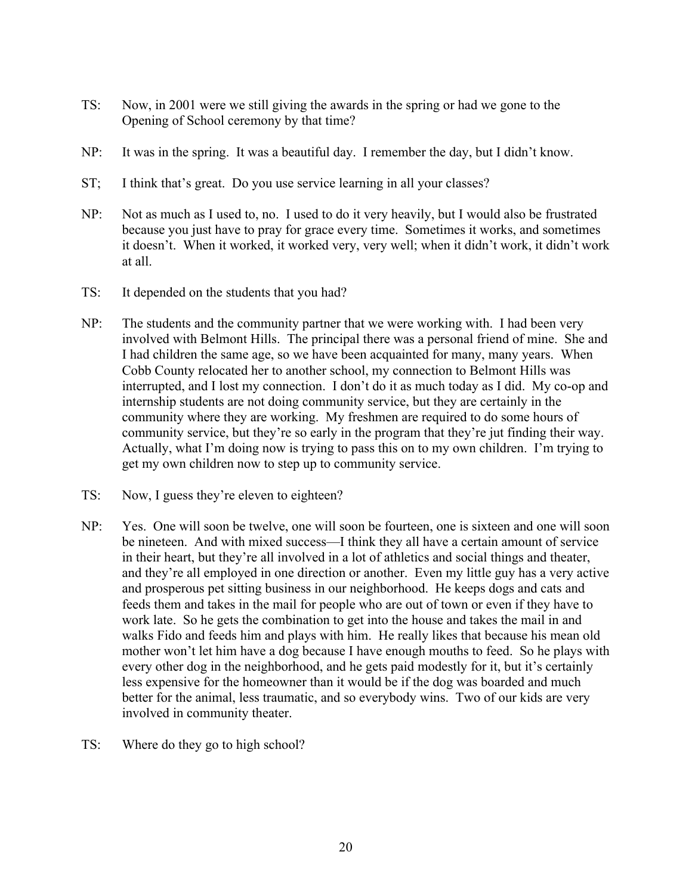TS: Now, in 2001 were we still giving the awards in the spring or had we gone to the Opening of School ceremony by that time?

NP: It was in the spring. It was a beautiful day. I remember the day, but I didn't know.

ST; I think that's great. Do you use service learning in all your classes?

NP: Not as much as I used to, no. I used to do it very heavily, but I would also be frustrated because you just have to pray for grace every time. Sometimes it works, and sometimes it doesn't. When it worked, it worked very, very well; when it didn't work, it didn't work at all.

TS: It depended on the students that you had?

NP: The students and the community partner that we were working with. I had been very involved with Belmont Hills. The principal there was a personal friend of mine. She and I had children the same age, so we have been acquainted for many, many years. When Cobb County relocated her to another school, my connection to Belmont Hills was interrupted, and I lost my connection. I don't do it as much today as I did. My co-op and internship students are not doing community service, but they are certainly in the community where they are working. My freshmen are required to do some hours of community service, but they're so early in the program that they're jut finding their way. Actually, what I'm doing now is trying to pass this on to my own children. I'm trying to get my own children now to step up to community service.

TS: Now, I guess they're eleven to eighteen?

NP: Yes. One will soon be twelve, one will soon be fourteen, one is sixteen and one will soon be nineteen. And with mixed success—I think they all have a certain amount of service in their heart, but they're all involved in a lot of athletics and social things and theater, and they're all employed in one direction or another. Even my little guy has a very active and prosperous pet sitting business in our neighborhood. He keeps dogs and cats and feeds them and takes in the mail for people who are out of town or even if they have to work late. So he gets the combination to get into the house and takes the mail in and walks Fido and feeds him and plays with him. He really likes that because his mean old mother won't let him have a dog because I have enough mouths to feed. So he plays with every other dog in the neighborhood, and he gets paid modestly for it, but it's certainly less expensive for the homeowner than it would be if the dog was boarded and much better for the animal, less traumatic, and so everybody wins. Two of our kids are very involved in community theater.

TS: Where do they go to high school?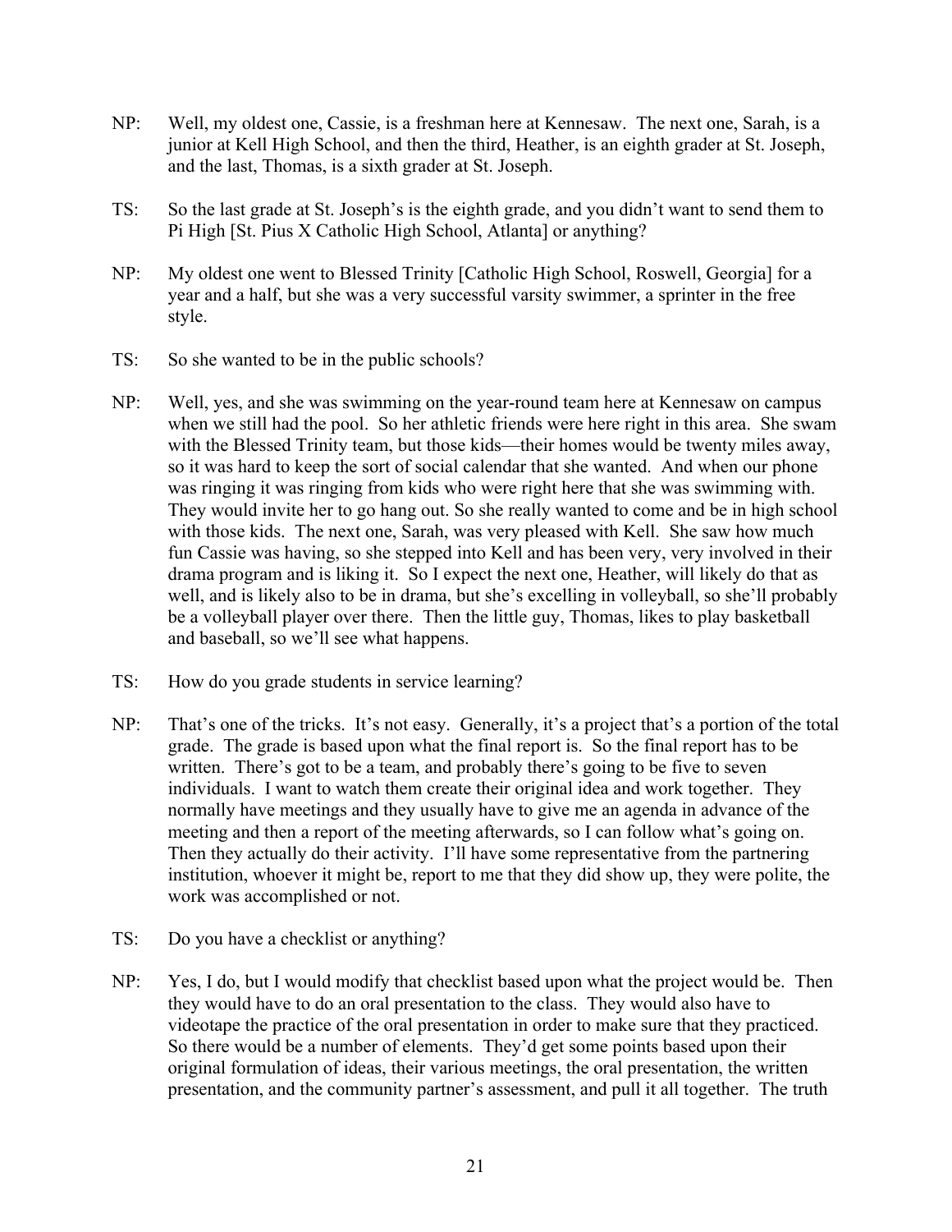NP: Well, my oldest one, Cassie, is a freshman here at Kennesaw. The next one, Sarah, is a junior at Kell High School, and then the third, Heather, is an eighth grader at St. Joseph, and the last, Thomas, is a sixth grader at St. Joseph.

TS: So the last grade at St. Joseph's is the eighth grade, and you didn't want to send them to Pi High [St. Pius X Catholic High School, Atlanta] or anything?

NP: My oldest one went to Blessed Trinity [Catholic High School, Roswell, Georgia] for a year and a half, but she was a very successful varsity swimmer, a sprinter in the free style.

TS: So she wanted to be in the public schools?

NP: Well, yes, and she was swimming on the year-round team here at Kennesaw on campus when we still had the pool. So her athletic friends were here right in this area. She swam with the Blessed Trinity team, but those kids—their homes would be twenty miles away, so it was hard to keep the sort of social calendar that she wanted. And when our phone was ringing it was ringing from kids who were right here that she was swimming with. They would invite her to go hang out. So she really wanted to come and be in high school with those kids. The next one, Sarah, was very pleased with Kell. She saw how much fun Cassie was having, so she stepped into Kell and has been very, very involved in their drama program and is liking it. So I expect the next one, Heather, will likely do that as well, and is likely also to be in drama, but she's excelling in volleyball, so she'll probably be a volleyball player over there. Then the little guy, Thomas, likes to play basketball and baseball, so we'll see what happens.

TS: How do you grade students in service learning?

NP: That's one of the tricks. It's not easy. Generally, it's a project that's a portion of the total grade. The grade is based upon what the final report is. So the final report has to be written. There's got to be a team, and probably there's going to be five to seven individuals. I want to watch them create their original idea and work together. They normally have meetings and they usually have to give me an agenda in advance of the meeting and then a report of the meeting afterwards, so I can follow what's going on. Then they actually do their activity. I'll have some representative from the partnering institution, whoever it might be, report to me that they did show up, they were polite, the work was accomplished or not.

TS: Do you have a checklist or anything?

NP: Yes, I do, but I would modify that checklist based upon what the project would be. Then they would have to do an oral presentation to the class. They would also have to videotape the practice of the oral presentation in order to make sure that they practiced. So there would be a number of elements. They'd get some points based upon their original formulation of ideas, their various meetings, the oral presentation, the written presentation, and the community partner's assessment, and pull it all together. The truth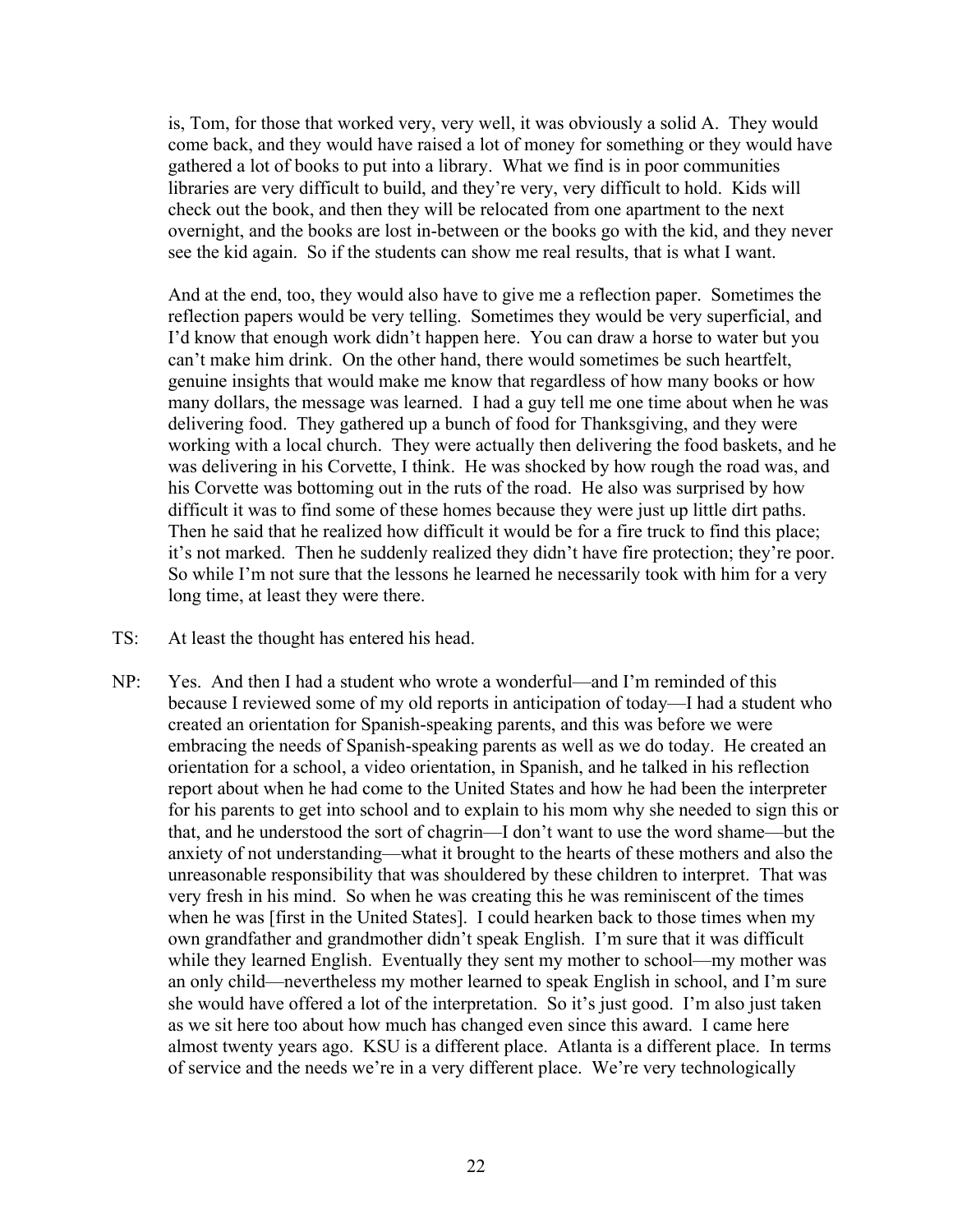is, Tom, for those that worked very, very well, it was obviously a solid A. They would come back, and they would have raised a lot of money for something or they would have gathered a lot of books to put into a library. What we find is in poor communities libraries are very difficult to build, and they're very, very difficult to hold. Kids will check out the book, and then they will be relocated from one apartment to the next overnight, and the books are lost in-between or the books go with the kid, and they never see the kid again. So if the students can show me real results, that is what I want.

And at the end, too, they would also have to give me a reflection paper. Sometimes the reflection papers would be very telling. Sometimes they would be very superficial, and I'd know that enough work didn't happen here. You can draw a horse to water but you can't make him drink. On the other hand, there would sometimes be such heartfelt, genuine insights that would make me know that regardless of how many books or how many dollars, the message was learned. I had a guy tell me one time about when he was delivering food. They gathered up a bunch of food for Thanksgiving, and they were working with a local church. They were actually then delivering the food baskets, and he was delivering in his Corvette, I think. He was shocked by how rough the road was, and his Corvette was bottoming out in the ruts of the road. He also was surprised by how difficult it was to find some of these homes because they were just up little dirt paths. Then he said that he realized how difficult it would be for a fire truck to find this place; it's not marked. Then he suddenly realized they didn't have fire protection; they're poor. So while I'm not sure that the lessons he learned he necessarily took with him for a very long time, at least they were there.

TS: At least the thought has entered his head.

NP: Yes. And then I had a student who wrote a wonderful—and I'm reminded of this because I reviewed some of my old reports in anticipation of today—I had a student who created an orientation for Spanish-speaking parents, and this was before we were embracing the needs of Spanish-speaking parents as well as we do today. He created an orientation for a school, a video orientation, in Spanish, and he talked in his reflection report about when he had come to the United States and how he had been the interpreter for his parents to get into school and to explain to his mom why she needed to sign this or that, and he understood the sort of chagrin—I don't want to use the word shame—but the anxiety of not understanding—what it brought to the hearts of these mothers and also the unreasonable responsibility that was shouldered by these children to interpret. That was very fresh in his mind. So when he was creating this he was reminiscent of the times when he was [first in the United States]. I could hearken back to those times when my own grandfather and grandmother didn't speak English. I'm sure that it was difficult while they learned English. Eventually they sent my mother to school—my mother was an only child—nevertheless my mother learned to speak English in school, and I'm sure she would have offered a lot of the interpretation. So it's just good. I'm also just taken as we sit here too about how much has changed even since this award. I came here almost twenty years ago. KSU is a different place. Atlanta is a different place. In terms of service and the needs we're in a very different place. We're very technologically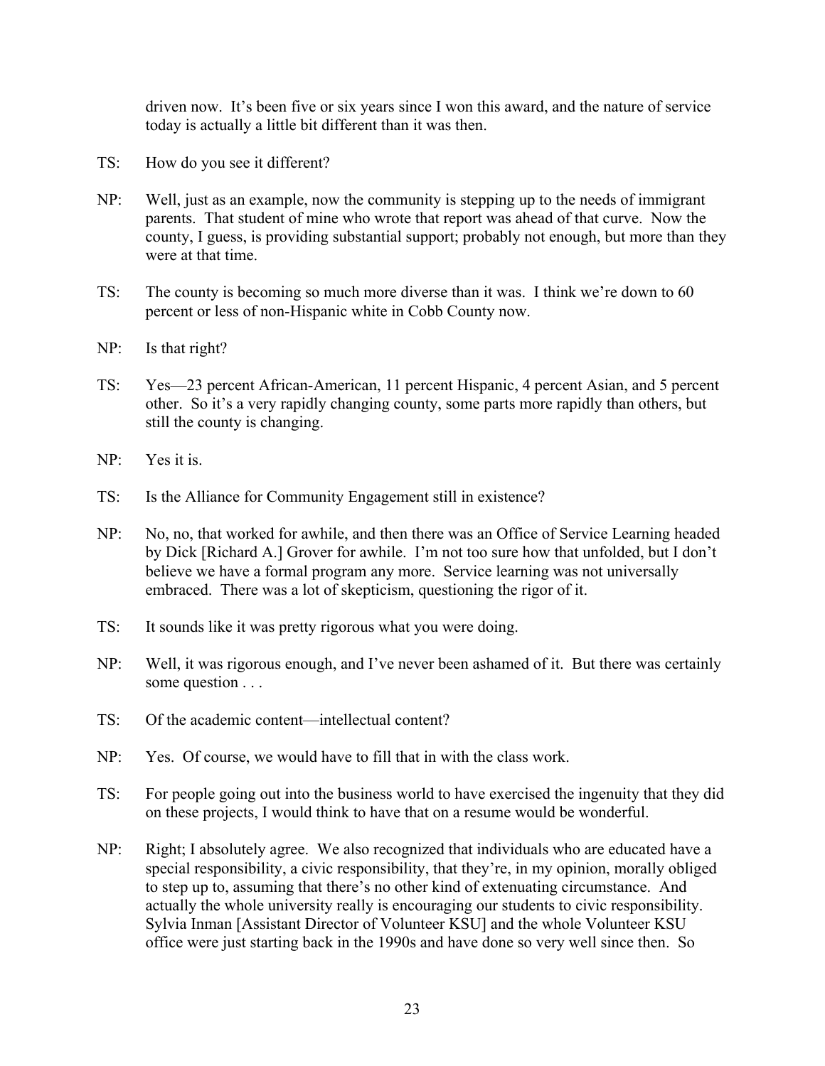driven now. It's been five or six years since I won this award, and the nature of service today is actually a little bit different than it was then.

TS: How do you see it different?

NP: Well, just as an example, now the community is stepping up to the needs of immigrant parents. That student of mine who wrote that report was ahead of that curve. Now the county, I guess, is providing substantial support; probably not enough, but more than they were at that time.

TS: The county is becoming so much more diverse than it was. I think we're down to 60 percent or less of non-Hispanic white in Cobb County now.

NP: Is that right?

TS: Yes—23 percent African-American, 11 percent Hispanic, 4 percent Asian, and 5 percent other. So it's a very rapidly changing county, some parts more rapidly than others, but still the county is changing.

NP: Yes it is.

TS: Is the Alliance for Community Engagement still in existence?

NP: No, no, that worked for awhile, and then there was an Office of Service Learning headed by Dick [Richard A.] Grover for awhile. I'm not too sure how that unfolded, but I don't believe we have a formal program any more. Service learning was not universally embraced. There was a lot of skepticism, questioning the rigor of it.

TS: It sounds like it was pretty rigorous what you were doing.

NP: Well, it was rigorous enough, and I've never been ashamed of it. But there was certainly some question . . .

TS: Of the academic content—intellectual content?

NP: Yes. Of course, we would have to fill that in with the class work.

TS: For people going out into the business world to have exercised the ingenuity that they did on these projects, I would think to have that on a resume would be wonderful.

NP: Right; I absolutely agree. We also recognized that individuals who are educated have a special responsibility, a civic responsibility, that they're, in my opinion, morally obliged to step up to, assuming that there's no other kind of extenuating circumstance. And actually the whole university really is encouraging our students to civic responsibility. Sylvia Inman [Assistant Director of Volunteer KSU] and the whole Volunteer KSU office were just starting back in the 1990s and have done so very well since then. So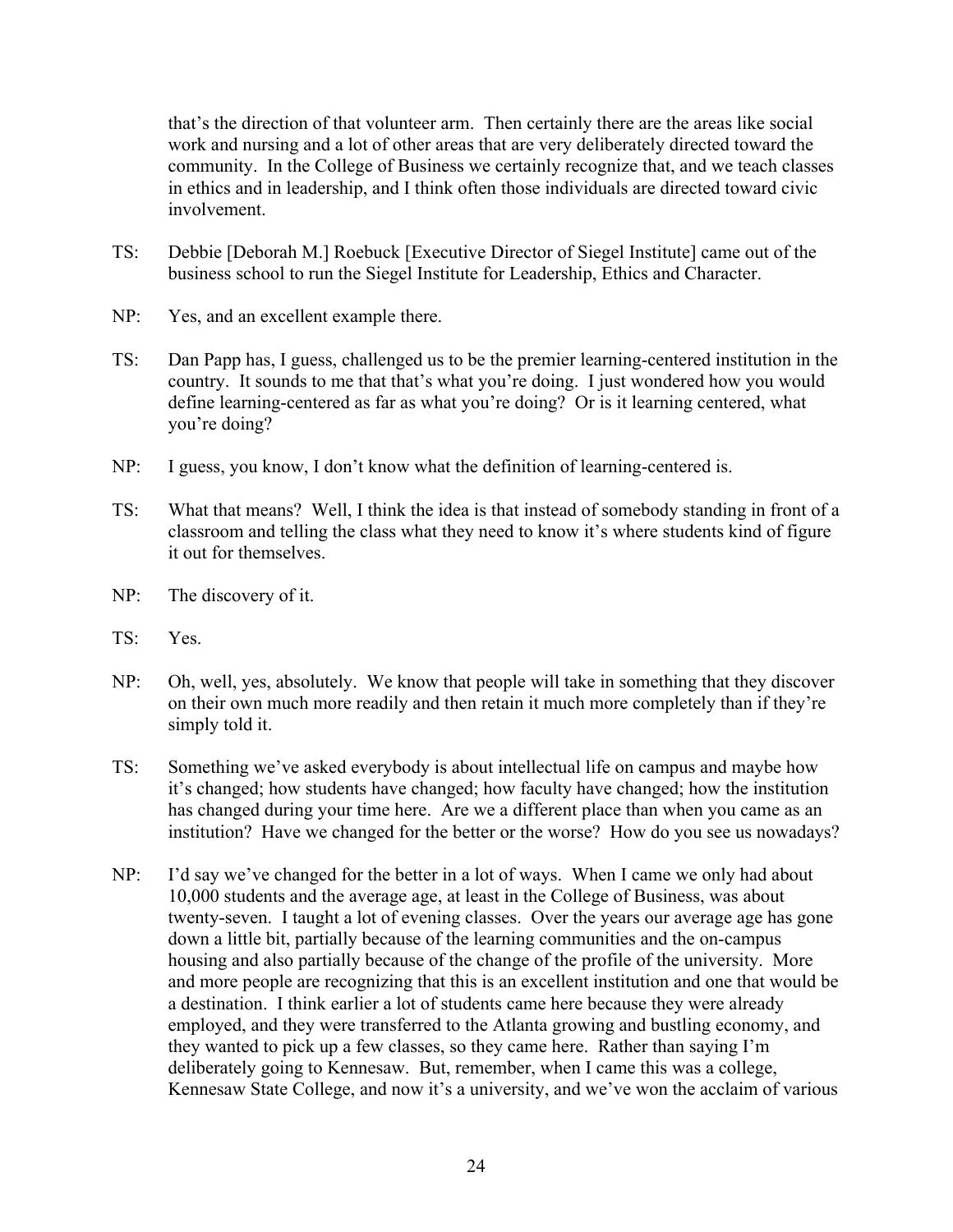that's the direction of that volunteer arm. Then certainly there are the areas like social work and nursing and a lot of other areas that are very deliberately directed toward the community. In the College of Business we certainly recognize that, and we teach classes in ethics and in leadership, and I think often those individuals are directed toward civic involvement.

TS: Debbie [Deborah M.] Roebuck [Executive Director of Siegel Institute] came out of the business school to run the Siegel Institute for Leadership, Ethics and Character.

NP: Yes, and an excellent example there.

TS: Dan Papp has, I guess, challenged us to be the premier learning-centered institution in the country. It sounds to me that that's what you're doing. I just wondered how you would define learning-centered as far as what you're doing? Or is it learning centered, what you're doing?

NP: I guess, you know, I don't know what the definition of learning-centered is.

TS: What that means? Well, I think the idea is that instead of somebody standing in front of a classroom and telling the class what they need to know it's where students kind of figure it out for themselves.

NP: The discovery of it.

TS: Yes.

NP: Oh, well, yes, absolutely. We know that people will take in something that they discover on their own much more readily and then retain it much more completely than if they're simply told it.

TS: Something we've asked everybody is about intellectual life on campus and maybe how it's changed; how students have changed; how faculty have changed; how the institution has changed during your time here. Are we a different place than when you came as an institution? Have we changed for the better or the worse? How do you see us nowadays?

NP: I'd say we've changed for the better in a lot of ways. When I came we only had about 10,000 students and the average age, at least in the College of Business, was about twenty-seven. I taught a lot of evening classes. Over the years our average age has gone down a little bit, partially because of the learning communities and the on-campus housing and also partially because of the change of the profile of the university. More and more people are recognizing that this is an excellent institution and one that would be a destination. I think earlier a lot of students came here because they were already employed, and they were transferred to the Atlanta growing and bustling economy, and they wanted to pick up a few classes, so they came here. Rather than saying I'm deliberately going to Kennesaw. But, remember, when I came this was a college, Kennesaw State College, and now it's a university, and we've won the acclaim of various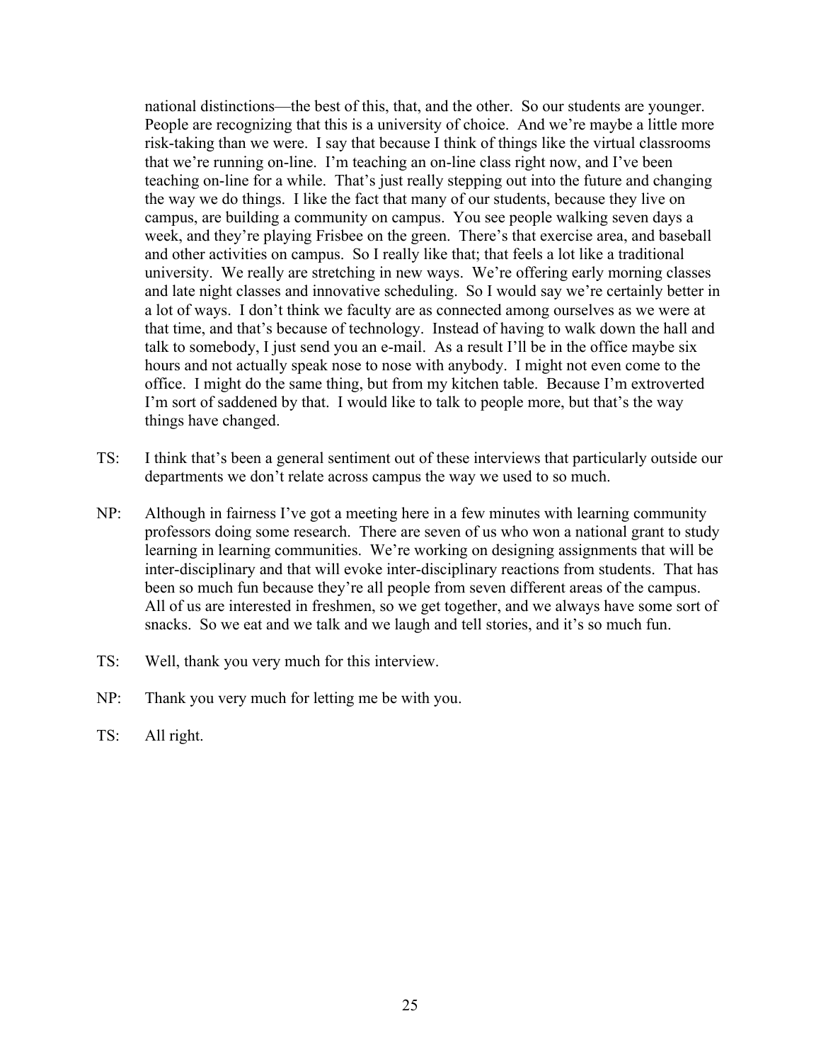national distinctions—the best of this, that, and the other. So our students are younger. People are recognizing that this is a university of choice. And we're maybe a little more risk-taking than we were. I say that because I think of things like the virtual classrooms that we're running on-line. I'm teaching an on-line class right now, and I've been teaching on-line for a while. That's just really stepping out into the future and changing the way we do things. I like the fact that many of our students, because they live on campus, are building a community on campus. You see people walking seven days a week, and they're playing Frisbee on the green. There's that exercise area, and baseball and other activities on campus. So I really like that; that feels a lot like a traditional university. We really are stretching in new ways. We're offering early morning classes and late night classes and innovative scheduling. So I would say we're certainly better in a lot of ways. I don't think we faculty are as connected among ourselves as we were at that time, and that's because of technology. Instead of having to walk down the hall and talk to somebody, I just send you an e-mail. As a result I'll be in the office maybe six hours and not actually speak nose to nose with anybody. I might not even come to the office. I might do the same thing, but from my kitchen table. Because I'm extroverted I'm sort of saddened by that. I would like to talk to people more, but that's the way things have changed.

TS: I think that's been a general sentiment out of these interviews that particularly outside our departments we don't relate across campus the way we used to so much.

NP: Although in fairness I've got a meeting here in a few minutes with learning community professors doing some research. There are seven of us who won a national grant to study learning in learning communities. We're working on designing assignments that will be inter-disciplinary and that will evoke inter-disciplinary reactions from students. That has been so much fun because they're all people from seven different areas of the campus. All of us are interested in freshmen, so we get together, and we always have some sort of snacks. So we eat and we talk and we laugh and tell stories, and it's so much fun.

TS: Well, thank you very much for this interview.

NP: Thank you very much for letting me be with you.

TS: All right.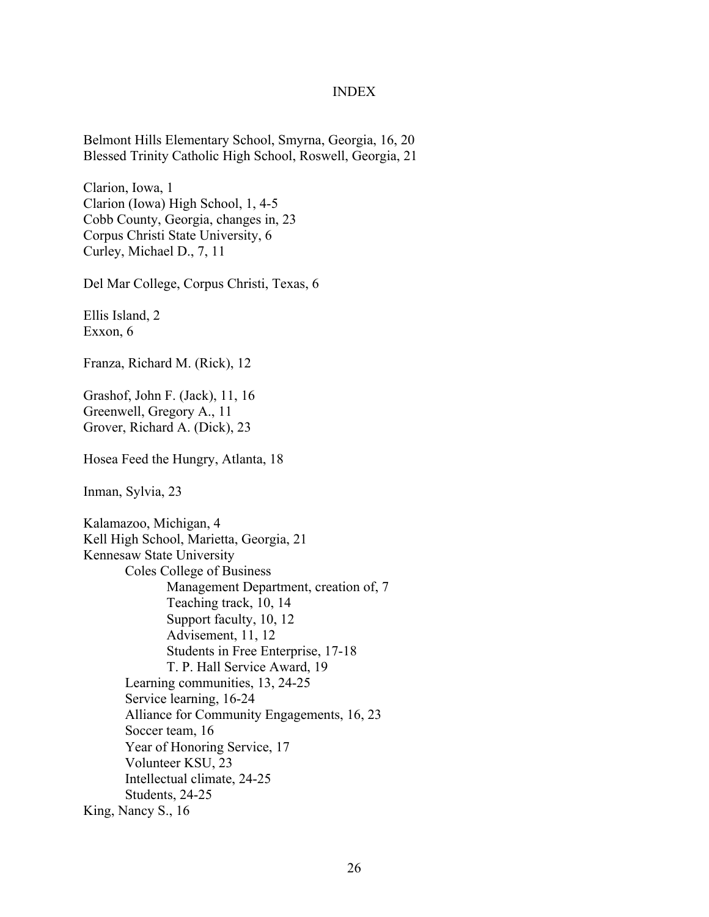# INDEX

Belmont Hills Elementary School, Smyrna, Georgia, 16, 20
Blessed Trinity Catholic High School, Roswell, Georgia, 21

Clarion, Iowa, 1
Clarion (Iowa) High School, 1, 4-5
Cobb County, Georgia, changes in, 23
Corpus Christi State University, 6
Curley, Michael D., 7, 11

Del Mar College, Corpus Christi, Texas, 6

Ellis Island, 2
Exxon, 6

Franza, Richard M. (Rick), 12

Grashof, John F. (Jack), 11, 16
Greenwell, Gregory A., 11
Grover, Richard A. (Dick), 23

Hosea Feed the Hungry, Atlanta, 18

Inman, Sylvia, 23

Kalamazoo, Michigan, 4
Kell High School, Marietta, Georgia, 21
Kennesaw State University
- Coles College of Business
  - Management Department, creation of, 7
  - Teaching track, 10, 14
  - Support faculty, 10, 12
  - Advisement, 11, 12
  - Students in Free Enterprise, 17-18
  - T. P. Hall Service Award, 19
- Learning communities, 13, 24-25
- Service learning, 16-24
- Alliance for Community Engagements, 16, 23
- Soccer team, 16
- Year of Honoring Service, 17
- Volunteer KSU, 23
- Intellectual climate, 24-25
- Students, 24-25

King, Nancy S., 16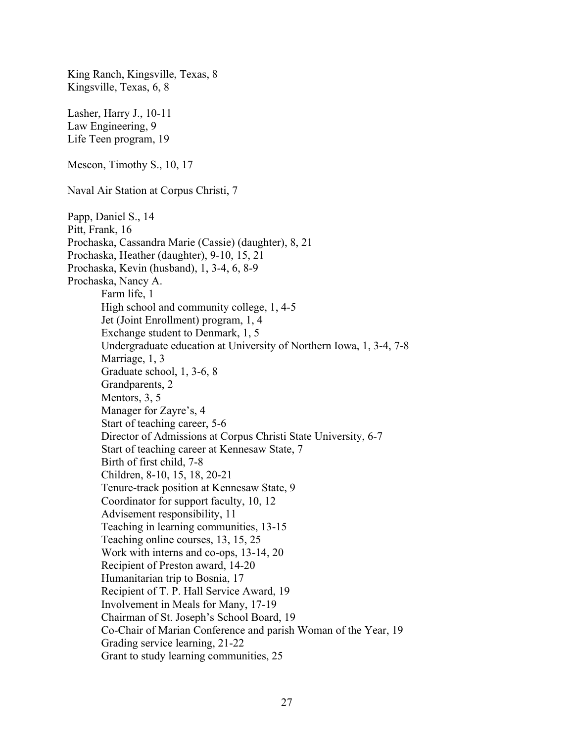King Ranch, Kingsville, Texas, 8
Kingsville, Texas, 6, 8

Lasher, Harry J., 10-11
Law Engineering, 9
Life Teen program, 19

Mescon, Timothy S., 10, 17

Naval Air Station at Corpus Christi, 7

Papp, Daniel S., 14
Pitt, Frank, 16
Prochaska, Cassandra Marie (Cassie) (daughter), 8, 21
Prochaska, Heather (daughter), 9-10, 15, 21
Prochaska, Kevin (husband), 1, 3-4, 6, 8-9
Prochaska, Nancy A.

- Farm life, 1
- High school and community college, 1, 4-5
- Jet (Joint Enrollment) program, 1, 4
- Exchange student to Denmark, 1, 5
- Undergraduate education at University of Northern Iowa, 1, 3-4, 7-8
- Marriage, 1, 3
- Graduate school, 1, 3-6, 8
- Grandparents, 2
- Mentors, 3, 5
- Manager for Zayre's, 4
- Start of teaching career, 5-6
- Director of Admissions at Corpus Christi State University, 6-7
- Start of teaching career at Kennesaw State, 7
- Birth of first child, 7-8
- Children, 8-10, 15, 18, 20-21
- Tenure-track position at Kennesaw State, 9
- Coordinator for support faculty, 10, 12
- Advisement responsibility, 11
- Teaching in learning communities, 13-15
- Teaching online courses, 13, 15, 25
- Work with interns and co-ops, 13-14, 20
- Recipient of Preston award, 14-20
- Humanitarian trip to Bosnia, 17
- Recipient of T. P. Hall Service Award, 19
- Involvement in Meals for Many, 17-19
- Chairman of St. Joseph's School Board, 19
- Co-Chair of Marian Conference and parish Woman of the Year, 19
- Grading service learning, 21-22
- Grant to study learning communities, 25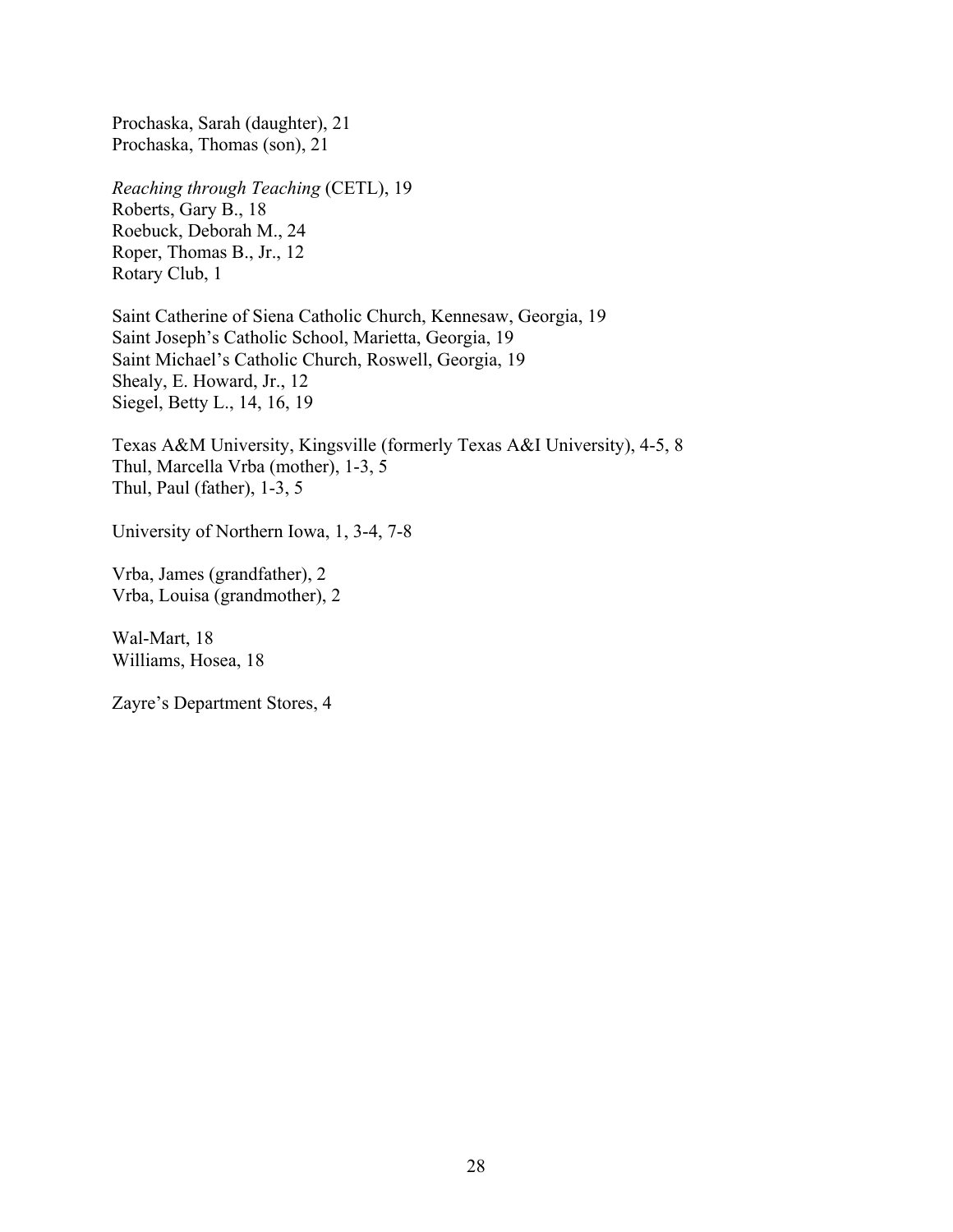Prochaska, Sarah (daughter), 21
Prochaska, Thomas (son), 21

*Reaching through Teaching* (CETL), 19
Roberts, Gary B., 18
Roebuck, Deborah M., 24
Roper, Thomas B., Jr., 12
Rotary Club, 1

Saint Catherine of Siena Catholic Church, Kennesaw, Georgia, 19
Saint Joseph's Catholic School, Marietta, Georgia, 19
Saint Michael's Catholic Church, Roswell, Georgia, 19
Shealy, E. Howard, Jr., 12
Siegel, Betty L., 14, 16, 19

Texas A&M University, Kingsville (formerly Texas A&I University), 4-5, 8
Thul, Marcella Vrba (mother), 1-3, 5
Thul, Paul (father), 1-3, 5

University of Northern Iowa, 1, 3-4, 7-8

Vrba, James (grandfather), 2
Vrba, Louisa (grandmother), 2

Wal-Mart, 18
Williams, Hosea, 18

Zayre's Department Stores, 4